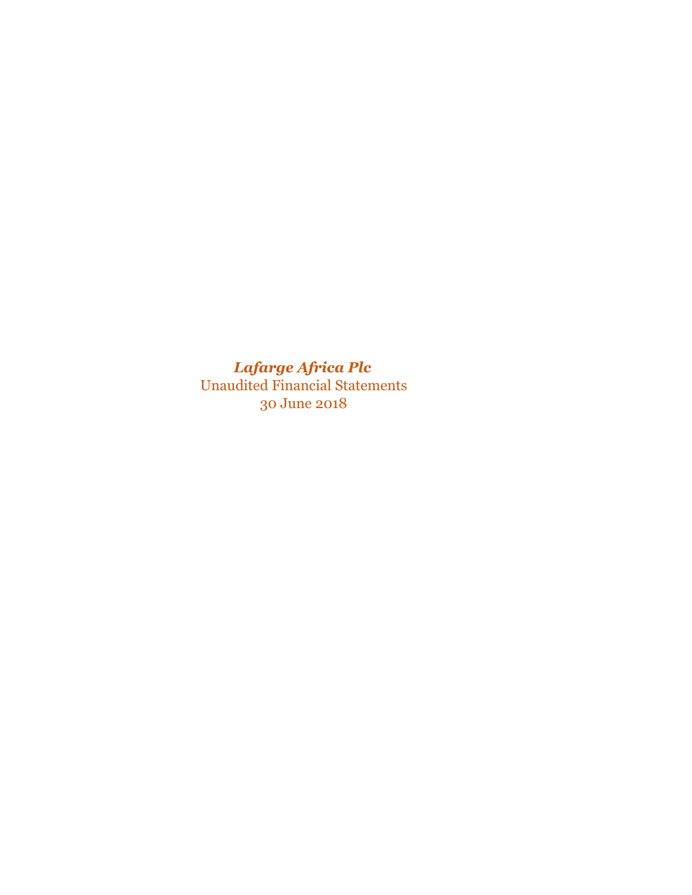# *Lafarge Africa Plc*

Unaudited Financial Statements

30 June 2018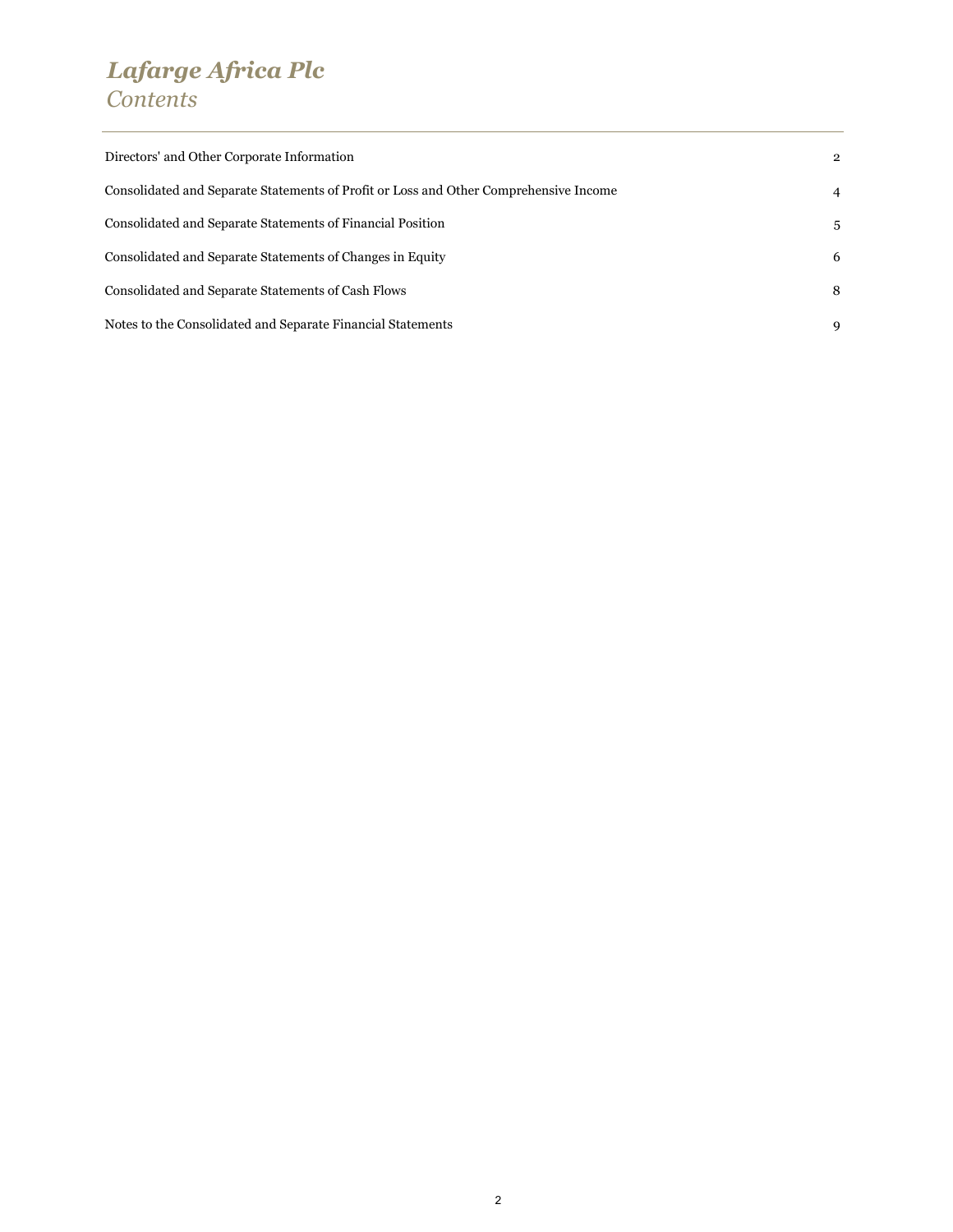# *Lafarge Africa Plc*

## *Contents*

| | |
|---|---|
| Directors' and Other Corporate Information | 2 |
| Consolidated and Separate Statements of Profit or Loss and Other Comprehensive Income | 4 |
| Consolidated and Separate Statements of Financial Position | 5 |
| Consolidated and Separate Statements of Changes in Equity | 6 |
| Consolidated and Separate Statements of Cash Flows | 8 |
| Notes to the Consolidated and Separate Financial Statements | 9 |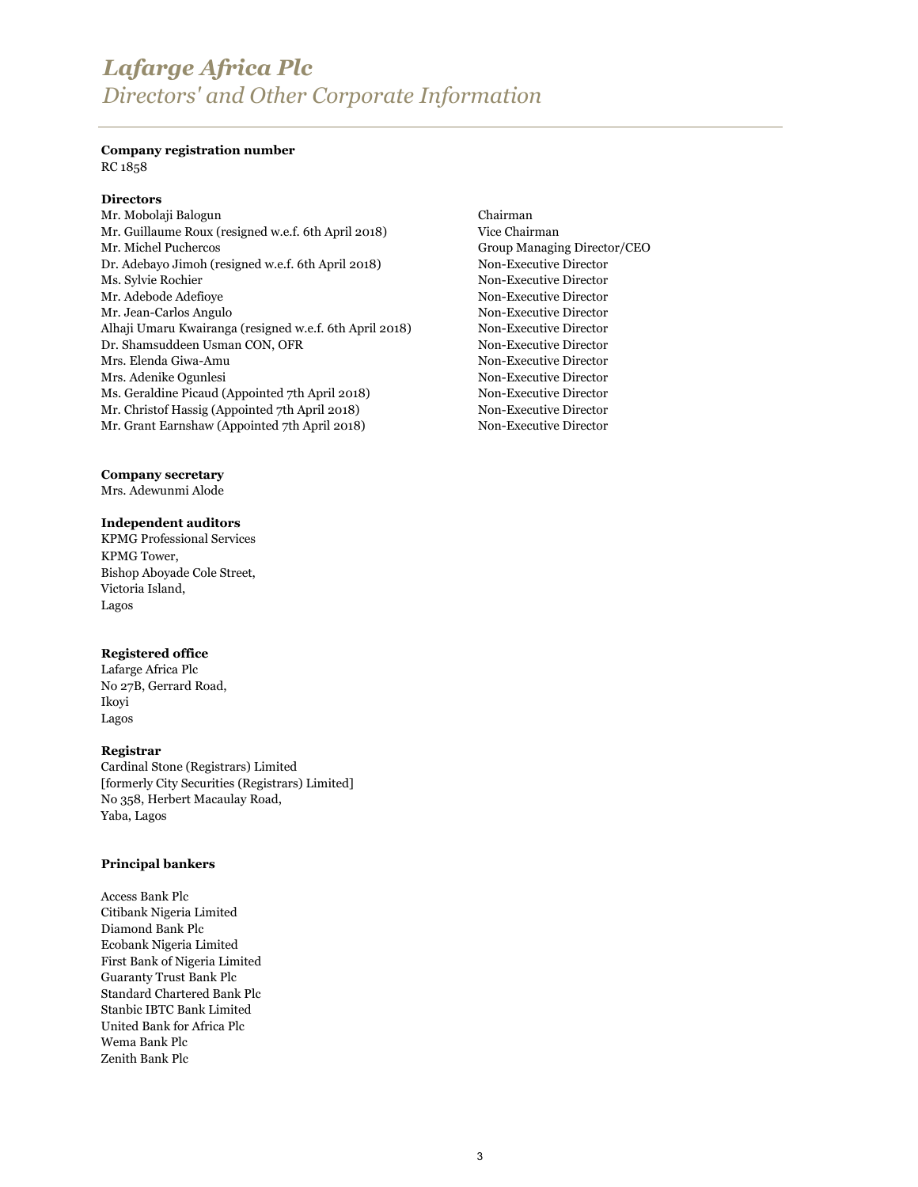# Lafarge Africa Plc

## Directors' and Other Corporate Information

**Company registration number**
RC 1858

**Directors**

| | |
|---|---|
| Mr. Mobolaji Balogun | Chairman |
| Mr. Guillaume Roux (resigned w.e.f. 6th April 2018) | Vice Chairman |
| Mr. Michel Puchercos | Group Managing Director/CEO |
| Dr. Adebayo Jimoh (resigned w.e.f. 6th April 2018) | Non-Executive Director |
| Ms. Sylvie Rochier | Non-Executive Director |
| Mr. Adebode Adefioye | Non-Executive Director |
| Mr. Jean-Carlos Angulo | Non-Executive Director |
| Alhaji Umaru Kwairanga (resigned w.e.f. 6th April 2018) | Non-Executive Director |
| Dr. Shamsuddeen Usman CON, OFR | Non-Executive Director |
| Mrs. Elenda Giwa-Amu | Non-Executive Director |
| Mrs. Adenike Ogunlesi | Non-Executive Director |
| Ms. Geraldine Picaud (Appointed 7th April 2018) | Non-Executive Director |
| Mr. Christof Hassig (Appointed 7th April 2018) | Non-Executive Director |
| Mr. Grant Earnshaw (Appointed 7th April 2018) | Non-Executive Director |

**Company secretary**
Mrs. Adewunmi Alode

**Independent auditors**
KPMG Professional Services
KPMG Tower,
Bishop Aboyade Cole Street,
Victoria Island,
Lagos

**Registered office**
Lafarge Africa Plc
No 27B, Gerrard Road,
Ikoyi
Lagos

**Registrar**
Cardinal Stone (Registrars) Limited
[formerly City Securities (Registrars) Limited]
No 358, Herbert Macaulay Road,
Yaba, Lagos

**Principal bankers**

Access Bank Plc
Citibank Nigeria Limited
Diamond Bank Plc
Ecobank Nigeria Limited
First Bank of Nigeria Limited
Guaranty Trust Bank Plc
Standard Chartered Bank Plc
Stanbic IBTC Bank Limited
United Bank for Africa Plc
Wema Bank Plc
Zenith Bank Plc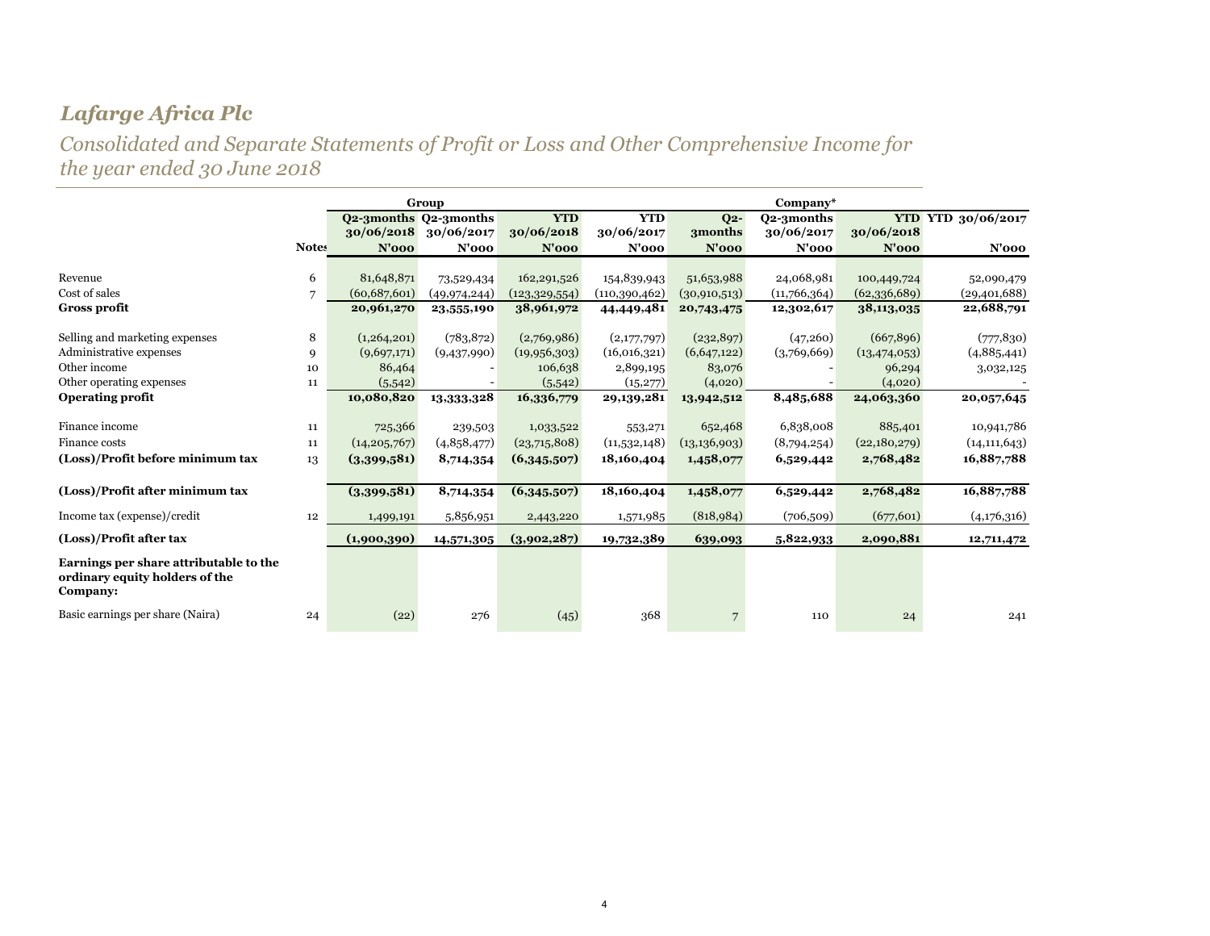# *Lafarge Africa Plc*

## *Consolidated and Separate Statements of Profit or Loss and Other Comprehensive Income for the year ended 30 June 2018*

| | | Group | | | | Company* | | | |
|---|---|---|---|---|---|---|---|---|---|
| | | **Q2-3months 30/06/2018** | **Q2-3months 30/06/2017** | **YTD 30/06/2018** | **YTD 30/06/2017** | **Q2-3months** | **Q2-3months 30/06/2017** | **YTD 30/06/2018** | **YTD 30/06/2017** |
| | **Notes** | **N'000** | **N'000** | **N'000** | **N'000** | **N'000** | **N'000** | **N'000** | **N'000** |
| Revenue | 6 | 81,648,871 | 73,529,434 | 162,291,526 | 154,839,943 | 51,653,988 | 24,068,981 | 100,449,724 | 52,090,479 |
| Cost of sales | 7 | (60,687,601) | (49,974,244) | (123,329,554) | (110,390,462) | (30,910,513) | (11,766,364) | (62,336,689) | (29,401,688) |
| **Gross profit** | | **20,961,270** | **23,555,190** | **38,961,972** | **44,449,481** | **20,743,475** | **12,302,617** | **38,113,035** | **22,688,791** |
| Selling and marketing expenses | 8 | (1,264,201) | (783,872) | (2,769,986) | (2,177,797) | (232,897) | (47,260) | (667,896) | (777,830) |
| Administrative expenses | 9 | (9,697,171) | (9,437,990) | (19,956,303) | (16,016,321) | (6,647,122) | (3,769,669) | (13,474,053) | (4,885,441) |
| Other income | 10 | 86,464 | - | 106,638 | 2,899,195 | 83,076 | - | 96,294 | 3,032,125 |
| Other operating expenses | 11 | (5,542) | - | (5,542) | (15,277) | (4,020) | - | (4,020) | - |
| **Operating profit** | | **10,080,820** | **13,333,328** | **16,336,779** | **29,139,281** | **13,942,512** | **8,485,688** | **24,063,360** | **20,057,645** |
| Finance income | 11 | 725,366 | 239,503 | 1,033,522 | 553,271 | 652,468 | 6,838,008 | 885,401 | 10,941,786 |
| Finance costs | 11 | (14,205,767) | (4,858,477) | (23,715,808) | (11,532,148) | (13,136,903) | (8,794,254) | (22,180,279) | (14,111,643) |
| **(Loss)/Profit before minimum tax** | 13 | **(3,399,581)** | **8,714,354** | **(6,345,507)** | **18,160,404** | **1,458,077** | **6,529,442** | **2,768,482** | **16,887,788** |
| **(Loss)/Profit after minimum tax** | | **(3,399,581)** | **8,714,354** | **(6,345,507)** | **18,160,404** | **1,458,077** | **6,529,442** | **2,768,482** | **16,887,788** |
| Income tax (expense)/credit | 12 | 1,499,191 | 5,856,951 | 2,443,220 | 1,571,985 | (818,984) | (706,509) | (677,601) | (4,176,316) |
| **(Loss)/Profit after tax** | | **(1,900,390)** | **14,571,305** | **(3,902,287)** | **19,732,389** | **639,093** | **5,822,933** | **2,090,881** | **12,711,472** |
| **Earnings per share attributable to the ordinary equity holders of the Company:** | | | | | | | | | |
| Basic earnings per share (Naira) | 24 | (22) | 276 | (45) | 368 | 7 | 110 | 24 | 241 |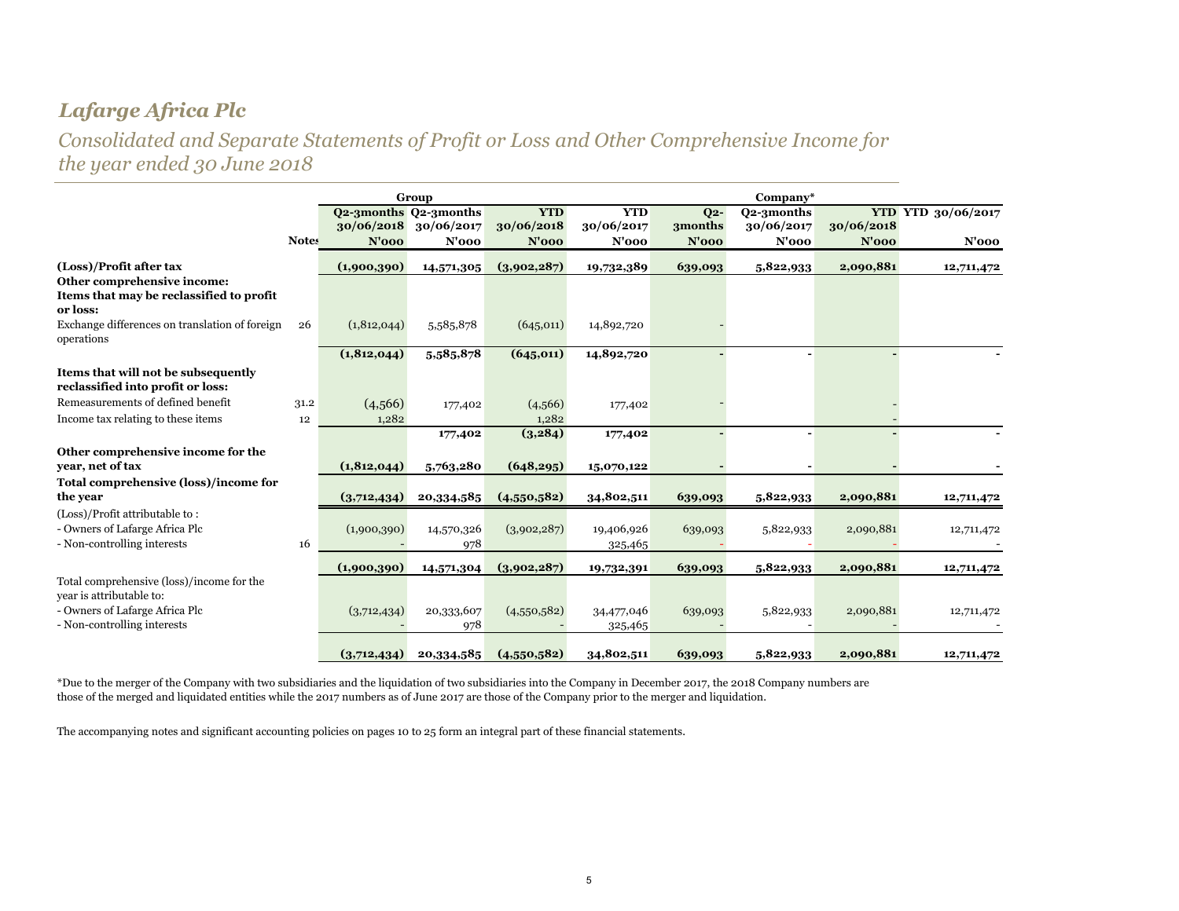# *Lafarge Africa Plc*

## *Consolidated and Separate Statements of Profit or Loss and Other Comprehensive Income for the year ended 30 June 2018*

| | | Group | | | | Company* | | | |
|---|---|---|---|---|---|---|---|---|---|
| | | Q2-3months 30/06/2018 | Q2-3months 30/06/2017 | YTD 30/06/2018 | YTD 30/06/2017 | Q2-3months | Q2-3months 30/06/2017 | YTD 30/06/2018 | YTD 30/06/2017 |
| | Notes | N'000 | N'000 | N'000 | N'000 | N'000 | N'000 | N'000 | N'000 |
| **(Loss)/Profit after tax** | | **(1,900,390)** | **14,571,305** | **(3,902,287)** | **19,732,389** | **639,093** | **5,822,933** | **2,090,881** | **12,711,472** |
| **Other comprehensive income:** | | | | | | | | | |
| **Items that may be reclassified to profit or loss:** | | | | | | | | | |
| Exchange differences on translation of foreign operations | 26 | (1,812,044) | 5,585,878 | (645,011) | 14,892,720 | - | | | |
| | | **(1,812,044)** | **5,585,878** | **(645,011)** | **14,892,720** | **-** | **-** | **-** | **-** |
| **Items that will not be subsequently reclassified into profit or loss:** | | | | | | | | | |
| Remeasurements of defined benefit | 31.2 | (4,566) | 177,402 | (4,566) | 177,402 | - | | - | |
| Income tax relating to these items | 12 | 1,282 | | 1,282 | | | | - | |
| | | | **177,402** | **(3,284)** | **177,402** | **-** | **-** | **-** | **-** |
| **Other comprehensive income for the year, net of tax** | | **(1,812,044)** | **5,763,280** | **(648,295)** | **15,070,122** | **-** | **-** | **-** | **-** |
| **Total comprehensive (loss)/income for the year** | | **(3,712,434)** | **20,334,585** | **(4,550,582)** | **34,802,511** | **639,093** | **5,822,933** | **2,090,881** | **12,711,472** |
| (Loss)/Profit attributable to : | | | | | | | | | |
| - Owners of Lafarge Africa Plc | | (1,900,390) | 14,570,326 | (3,902,287) | 19,406,926 | 639,093 | 5,822,933 | 2,090,881 | 12,711,472 |
| - Non-controlling interests | 16 | - | 978 | | 325,465 | - | - | - | - |
| | | **(1,900,390)** | **14,571,304** | **(3,902,287)** | **19,732,391** | **639,093** | **5,822,933** | **2,090,881** | **12,711,472** |
| Total comprehensive (loss)/income for the year is attributable to: | | | | | | | | | |
| - Owners of Lafarge Africa Plc | | (3,712,434) | 20,333,607 | (4,550,582) | 34,477,046 | 639,093 | 5,822,933 | 2,090,881 | 12,711,472 |
| - Non-controlling interests | | - | 978 | - | 325,465 | - | - | - | - |
| | | **(3,712,434)** | **20,334,585** | **(4,550,582)** | **34,802,511** | **639,093** | **5,822,933** | **2,090,881** | **12,711,472** |

*Due to the merger of the Company with two subsidiaries and the liquidation of two subsidiaries into the Company in December 2017, the 2018 Company numbers are those of the merged and liquidated entities while the 2017 numbers as of June 2017 are those of the Company prior to the merger and liquidation.

The accompanying notes and significant accounting policies on pages 10 to 25 form an integral part of these financial statements.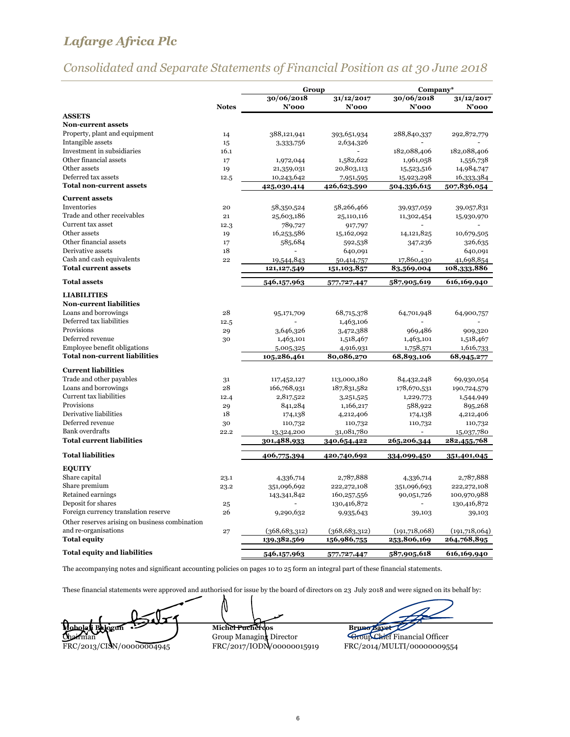# Lafarge Africa Plc

## Consolidated and Separate Statements of Financial Position as at 30 June 2018

| | Notes | Group 30/06/2018 N'000 | Group 31/12/2017 N'000 | Company* 30/06/2018 N'000 | Company* 31/12/2017 N'000 |
|---|---|---|---|---|---|
| **ASSETS** | | | | | |
| **Non-current assets** | | | | | |
| Property, plant and equipment | 14 | 388,121,941 | 393,651,934 | 288,840,337 | 292,872,779 |
| Intangible assets | 15 | 3,333,756 | 2,634,326 | - | - |
| Investment in subsidiaries | 16.1 | | - | 182,088,406 | 182,088,406 |
| Other financial assets | 17 | 1,972,044 | 1,582,622 | 1,961,058 | 1,556,738 |
| Other assets | 19 | 21,359,031 | 20,803,113 | 15,523,516 | 14,984,747 |
| Deferred tax assets | 12.5 | 10,243,642 | 7,951,595 | 15,923,298 | 16,333,384 |
| **Total non-current assets** | | **425,030,414** | **426,623,590** | **504,336,615** | **507,836,054** |
| **Current assets** | | | | | |
| Inventories | 20 | 58,350,524 | 58,266,466 | 39,937,059 | 39,057,831 |
| Trade and other receivables | 21 | 25,603,186 | 25,110,116 | 11,302,454 | 15,930,970 |
| Current tax asset | 12.3 | 789,727 | 917,797 | - | - |
| Other assets | 19 | 16,253,586 | 15,162,092 | 14,121,825 | 10,679,505 |
| Other financial assets | 17 | 585,684 | 592,538 | 347,236 | 326,635 |
| Derivative assets | 18 | - | 640,091 | - | 640,091 |
| Cash and cash equivalents | 22 | 19,544,843 | 50,414,757 | 17,860,430 | 41,698,854 |
| **Total current assets** | | **121,127,549** | **151,103,857** | **83,569,004** | **108,333,886** |
| **Total assets** | | **546,157,963** | **577,727,447** | **587,905,619** | **616,169,940** |
| **LIABILITIES** | | | | | |
| **Non-current liabilities** | | | | | |
| Loans and borrowings | 28 | 95,171,709 | 68,715,378 | 64,701,948 | 64,900,757 |
| Deferred tax liabilities | 12.5 | - | 1,463,106 | - | - |
| Provisions | 29 | 3,646,326 | 3,472,388 | 969,486 | 909,320 |
| Deferred revenue | 30 | 1,463,101 | 1,518,467 | 1,463,101 | 1,518,467 |
| Employee benefit obligations | | 5,005,325 | 4,916,931 | 1,758,571 | 1,616,733 |
| **Total non-current liabilities** | | **105,286,461** | **80,086,270** | **68,893,106** | **68,945,277** |
| **Current liabilities** | | | | | |
| Trade and other payables | 31 | 117,452,127 | 113,000,180 | 84,432,248 | 69,930,054 |
| Loans and borrowings | 28 | 166,768,931 | 187,831,582 | 178,670,531 | 190,724,579 |
| Current tax liabilities | 12.4 | 2,817,522 | 3,251,525 | 1,229,773 | 1,544,949 |
| Provisions | 29 | 841,284 | 1,166,217 | 588,922 | 895,268 |
| Derivative liabilities | 18 | 174,138 | 4,212,406 | 174,138 | 4,212,406 |
| Deferred revenue | 30 | 110,732 | 110,732 | 110,732 | 110,732 |
| Bank overdrafts | 22.2 | 13,324,200 | 31,081,780 | - | 15,037,780 |
| **Total current liabilities** | | **301,488,933** | **340,654,422** | **265,206,344** | **282,455,768** |
| **Total liabilities** | | **406,775,394** | **420,740,692** | **334,099,450** | **351,401,045** |
| **EQUITY** | | | | | |
| Share capital | 23.1 | 4,336,714 | 2,787,888 | 4,336,714 | 2,787,888 |
| Share premium | 23.2 | 351,096,692 | 222,272,108 | 351,096,693 | 222,272,108 |
| Retained earnings | | 143,341,842 | 160,257,556 | 90,051,726 | 100,970,988 |
| Deposit for shares | 25 | - | 130,416,872 | - | 130,416,872 |
| Foreign currency translation reserve | 26 | 9,290,632 | 9,935,643 | 39,103 | 39,103 |
| Other reserves arising on business combination and re-organisations | 27 | (368,683,312) | (368,683,312) | (191,718,068) | (191,718,064) |
| **Total equity** | | **139,382,569** | **156,986,755** | **253,806,169** | **264,768,895** |
| **Total equity and liabilities** | | **546,157,963** | **577,727,447** | **587,905,618** | **616,169,940** |

The accompanying notes and significant accounting policies on pages 10 to 25 form an integral part of these financial statements.

These financial statements were approved and authorised for issue by the board of directors on 23 July 2018 and were signed on its behalf by:

**Mobolaji Balogun**
Chairman
FRC/2013/CISN/00000004945

**Michel Puchercos**
Group Managing Director
FRC/2017/IODN/00000015919

**Bruno Bayet**
Group Chief Financial Officer
FRC/2014/MULTI/00000009554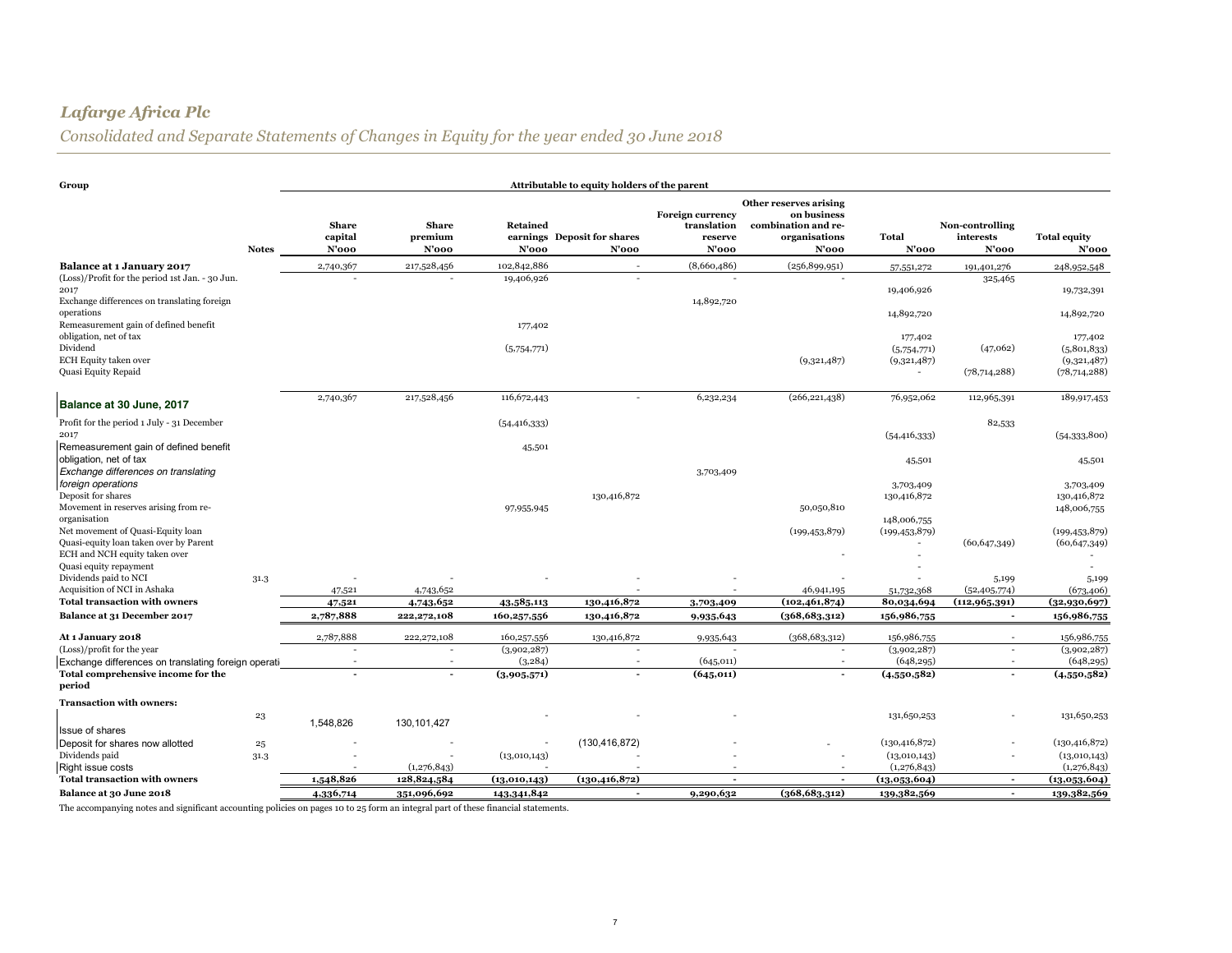# *Lafarge Africa Plc*

*Consolidated and Separate Statements of Changes in Equity for the year ended 30 June 2018*

**Group**

| | | Attributable to equity holders of the parent | | | | | | | | |
|---|---|---|---|---|---|---|---|---|---|---|
| | **Notes** | **Share capital N'000** | **Share premium N'000** | **Retained earnings N'000** | **Deposit for shares N'000** | **Foreign currency translation reserve N'000** | **Other reserves arising on business combination and re-organisations N'000** | **Total N'000** | **Non-controlling interests N'000** | **Total equity N'000** |
| **Balance at 1 January 2017** | | 2,740,367 | 217,528,456 | 102,842,886 | - | (8,660,486) | (256,899,951) | 57,551,272 | 191,401,276 | 248,952,548 |
| (Loss)/Profit for the period 1st Jan. - 30 Jun. 2017 | | - | - | 19,406,926 | - | - | - | 19,406,926 | 325,465 | 19,732,391 |
| Exchange differences on translating foreign operations | | | | | | 14,892,720 | | 14,892,720 | | 14,892,720 |
| Remeasurement gain of defined benefit obligation, net of tax | | | | 177,402 | | | | 177,402 | | 177,402 |
| Dividend | | | | (5,754,771) | | | | (5,754,771) | (47,062) | (5,801,833) |
| ECH Equity taken over | | | | | | | (9,321,487) | (9,321,487) | | (9,321,487) |
| Quasi Equity Repaid | | | | | | | | - | (78,714,288) | (78,714,288) |
| **Balance at 30 June, 2017** | | 2,740,367 | 217,528,456 | 116,672,443 | - | 6,232,234 | (266,221,438) | 76,952,062 | 112,965,391 | 189,917,453 |
| Profit for the period 1 July - 31 December 2017 | | | | (54,416,333) | | | | (54,416,333) | 82,533 | (54,333,800) |
| Remeasurement gain of defined benefit obligation, net of tax | | | | 45,501 | | | | 45,501 | | 45,501 |
| *Exchange differences on translating foreign operations* | | | | | | 3,703,409 | | 3,703,409 | | 3,703,409 |
| Deposit for shares | | | | | 130,416,872 | | | 130,416,872 | | 130,416,872 |
| Movement in reserves arising from re-organisation | | | | 97,955,945 | | | 50,050,810 | 148,006,755 | | 148,006,755 |
| Net movement of Quasi-Equity loan | | | | | | | (199,453,879) | (199,453,879) | | (199,453,879) |
| Quasi-equity loan taken over by Parent | | | | | | | | - | (60,647,349) | (60,647,349) |
| ECH and NCH equity taken over | | | | | | | - | - | | - |
| Quasi equity repayment | | | | | | | | - | | - |
| Dividends paid to NCI | 31.3 | - | - | - | - | - | - | - | 5,199 | 5,199 |
| Acquisition of NCI in Ashaka | | 47,521 | 4,743,652 | | - | - | 46,941,195 | 51,732,368 | (52,405,774) | (673,406) |
| **Total transaction with owners** | | **47,521** | **4,743,652** | **43,585,113** | **130,416,872** | **3,703,409** | **(102,461,874)** | **80,034,694** | **(112,965,391)** | **(32,930,697)** |
| **Balance at 31 December 2017** | | **2,787,888** | **222,272,108** | **160,257,556** | **130,416,872** | **9,935,643** | **(368,683,312)** | **156,986,755** | **-** | **156,986,755** |
| **At 1 January 2018** | | 2,787,888 | 222,272,108 | 160,257,556 | 130,416,872 | 9,935,643 | (368,683,312) | 156,986,755 | - | 156,986,755 |
| (Loss)/profit for the year | | - | - | (3,902,287) | - | - | - | (3,902,287) | - | (3,902,287) |
| Exchange differences on translating foreign operati | | - | - | (3,284) | - | (645,011) | - | (648,295) | - | (648,295) |
| **Total comprehensive income for the period** | | **-** | **-** | **(3,905,571)** | **-** | **(645,011)** | **-** | **(4,550,582)** | **-** | **(4,550,582)** |
| **Transaction with owners:** | | | | | | | | | | |
| Issue of shares | 23 | 1,548,826 | 130,101,427 | - | - | - | | 131,650,253 | - | 131,650,253 |
| Deposit for shares now allotted | 25 | - | - | - | (130,416,872) | - | - | (130,416,872) | - | (130,416,872) |
| Dividends paid | 31.3 | - | - | (13,010,143) | - | - | - | (13,010,143) | - | (13,010,143) |
| Right issue costs | | - | (1,276,843) | - | - | - | - | (1,276,843) | | (1,276,843) |
| **Total transaction with owners** | | **1,548,826** | **128,824,584** | **(13,010,143)** | **(130,416,872)** | **-** | **-** | **(13,053,604)** | **-** | **(13,053,604)** |
| **Balance at 30 June 2018** | | **4,336,714** | **351,096,692** | **143,341,842** | **-** | **9,290,632** | **(368,683,312)** | **139,382,569** | **-** | **139,382,569** |

The accompanying notes and significant accounting policies on pages 10 to 25 form an integral part of these financial statements.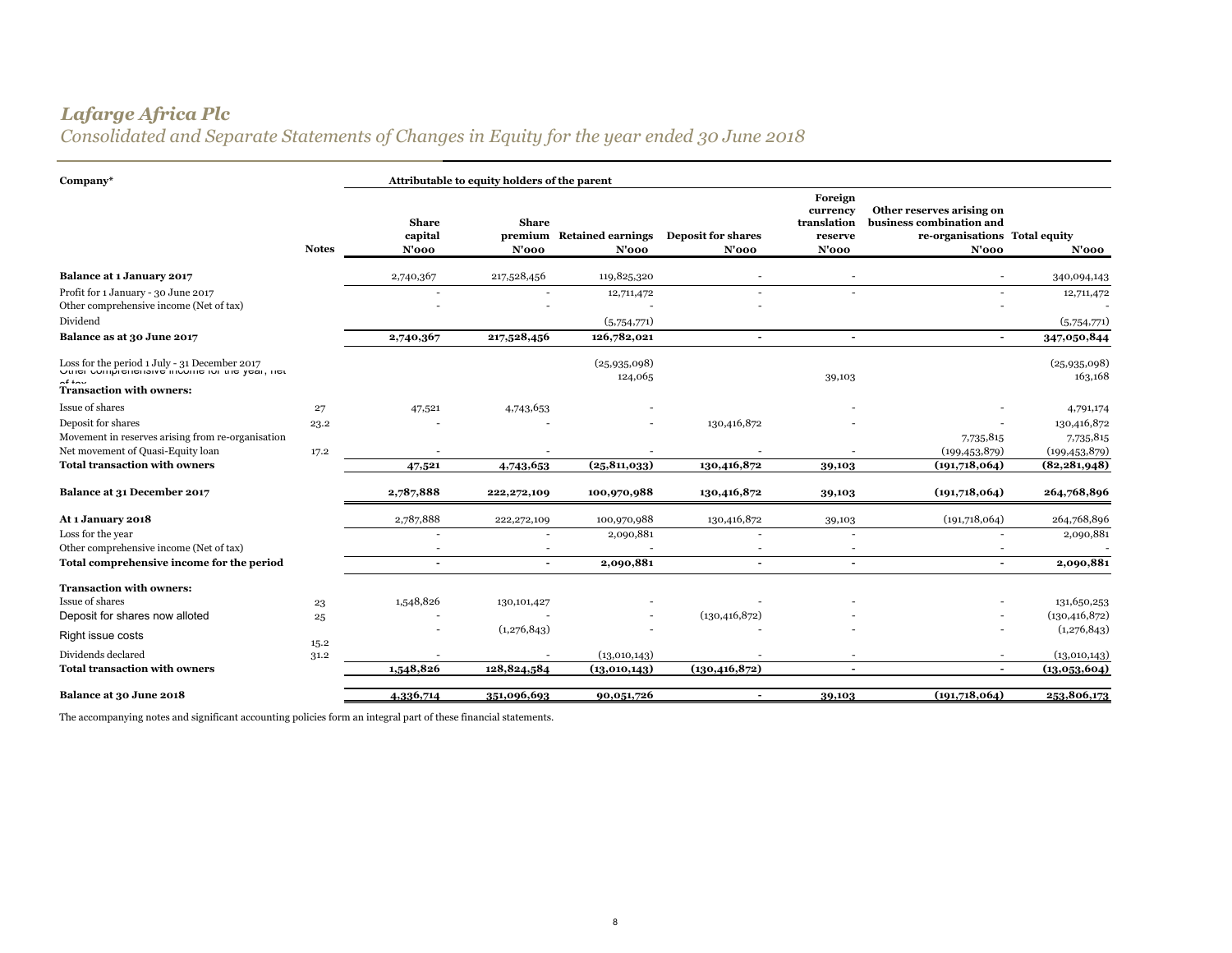# *Lafarge Africa Plc*

*Consolidated and Separate Statements of Changes in Equity for the year ended 30 June 2018*

| Company* | Notes | Share capital N'000 | Share premium N'000 | Retained earnings N'000 | Deposit for shares N'000 | Foreign currency translation reserve N'000 | Other reserves arising on business combination and re-organisations N'000 | Total equity N'000 |
|---|---|---|---|---|---|---|---|---|
| | | Attributable to equity holders of the parent | | | | | | |
| **Balance at 1 January 2017** | | 2,740,367 | 217,528,456 | 119,825,320 | - | - | - | 340,094,143 |
| Profit for 1 January - 30 June 2017 | | - | - | 12,711,472 | - | - | - | 12,711,472 |
| Other comprehensive income (Net of tax) | | - | - | - | - | | - | - |
| Dividend | | | | (5,754,771) | | | | (5,754,771) |
| **Balance as at 30 June 2017** | | **2,740,367** | **217,528,456** | **126,782,021** | **-** | **-** | **-** | **347,050,844** |
| Loss for the period 1 July - 31 December 2017 | | | | (25,935,098) | | | | (25,935,098) |
| Other comprehensive income for the year, net of tax | | | | 124,065 | | 39,103 | | 163,168 |
| **Transaction with owners:** | | | | | | | | |
| Issue of shares | 27 | 47,521 | 4,743,653 | - | | - | - | 4,791,174 |
| Deposit for shares | 23.2 | - | - | - | 130,416,872 | - | - | 130,416,872 |
| Movement in reserves arising from re-organisation | | | | | | | 7,735,815 | 7,735,815 |
| Net movement of Quasi-Equity loan | 17.2 | - | - | - | - | - | (199,453,879) | (199,453,879) |
| **Total transaction with owners** | | **47,521** | **4,743,653** | **(25,811,033)** | **130,416,872** | **39,103** | **(191,718,064)** | **(82,281,948)** |
| **Balance at 31 December 2017** | | **2,787,888** | **222,272,109** | **100,970,988** | **130,416,872** | **39,103** | **(191,718,064)** | **264,768,896** |
| **At 1 January 2018** | | 2,787,888 | 222,272,109 | 100,970,988 | 130,416,872 | 39,103 | (191,718,064) | 264,768,896 |
| Loss for the year | | - | - | 2,090,881 | - | - | - | 2,090,881 |
| Other comprehensive income (Net of tax) | | - | - | - | - | - | - | - |
| **Total comprehensive income for the period** | | **-** | **-** | **2,090,881** | **-** | **-** | **-** | **2,090,881** |
| **Transaction with owners:** | | | | | | | | |
| Issue of shares | 23 | 1,548,826 | 130,101,427 | - | - | - | - | 131,650,253 |
| Deposit for shares now alloted | 25 | - | - | - | (130,416,872) | - | - | (130,416,872) |
| Right issue costs | 15.2 | - | (1,276,843) | - | - | - | - | (1,276,843) |
| Dividends declared | 31.2 | - | - | (13,010,143) | - | - | - | (13,010,143) |
| **Total transaction with owners** | | **1,548,826** | **128,824,584** | **(13,010,143)** | **(130,416,872)** | **-** | **-** | **(13,053,604)** |
| **Balance at 30 June 2018** | | **4,336,714** | **351,096,693** | **90,051,726** | **-** | **39,103** | **(191,718,064)** | **253,806,173** |

The accompanying notes and significant accounting policies form an integral part of these financial statements.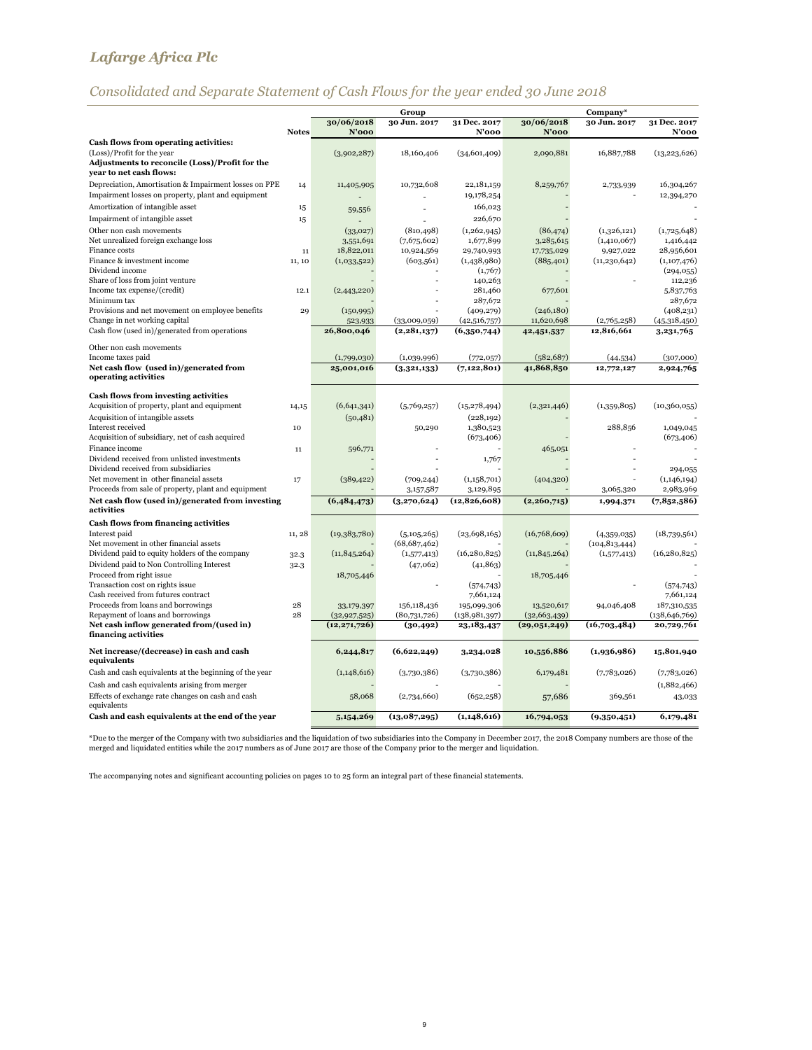# Lafarge Africa Plc

## Consolidated and Separate Statement of Cash Flows for the year ended 30 June 2018

| | Notes | Group 30/06/2018 N'000 | Group 30 Jun. 2017 | Group 31 Dec. 2017 N'000 | Company* 30/06/2018 N'000 | Company* 30 Jun. 2017 | Company* 31 Dec. 2017 N'000 |
|---|---|---|---|---|---|---|---|
| **Cash flows from operating activities:** | | | | | | | |
| (Loss)/Profit for the year | | (3,902,287) | 18,160,406 | (34,601,409) | 2,090,881 | 16,887,788 | (13,223,626) |
| **Adjustments to reconcile (Loss)/Profit for the year to net cash flows:** | | | | | | | |
| Depreciation, Amortisation & Impairment losses on PPE | 14 | 11,405,905 | 10,732,608 | 22,181,159 | 8,259,767 | 2,733,939 | 16,304,267 |
| Impairment losses on property, plant and equipment | | - | - | 19,178,254 | - | - | 12,394,270 |
| Amortization of intangible asset | 15 | 59,556 | - | 166,023 | - | | - |
| Impairment of intangible asset | 15 | - | - | 226,670 | - | | - |
| Other non cash movements | | (33,027) | (810,498) | (1,262,945) | (86,474) | (1,326,121) | (1,725,648) |
| Net unrealized foreign exchange loss | | 3,551,691 | (7,675,602) | 1,677,899 | 3,285,615 | (1,410,067) | 1,416,442 |
| Finance costs | 11 | 18,822,011 | 10,924,569 | 29,740,993 | 17,735,029 | 9,927,022 | 28,956,601 |
| Finance & investment income | 11, 10 | (1,033,522) | (603,561) | (1,438,980) | (885,401) | (11,230,642) | (1,107,476) |
| Dividend income | | - | - | (1,767) | - | | (294,055) |
| Share of loss from joint venture | | - | - | 140,263 | - | | 112,236 |
| Income tax expense/(credit) | 12.1 | (2,443,220) | - | 281,460 | 677,601 | - | 5,837,763 |
| Minimum tax | | - | - | 287,672 | - | | 287,672 |
| Provisions and net movement on employee benefits | 29 | (150,995) | - | (409,279) | (246,180) | | (408,231) |
| Change in net working capital | | 523,933 | (33,009,059) | (42,516,757) | 11,620,698 | (2,765,258) | (45,318,450) |
| Cash flow (used in)/generated from operations | | **26,800,046** | **(2,281,137)** | **(6,350,744)** | **42,451,537** | **12,816,661** | **3,231,765** |
| Other non cash movements | | | | | | | |
| Income taxes paid | | (1,799,030) | (1,039,996) | (772,057) | (582,687) | (44,534) | (307,000) |
| **Net cash flow (used in)/generated from operating activities** | | **25,001,016** | **(3,321,133)** | **(7,122,801)** | **41,868,850** | **12,772,127** | **2,924,765** |
| **Cash flows from investing activities** | | | | | | | |
| Acquisition of property, plant and equipment | 14,15 | (6,641,341) | (5,769,257) | (15,278,494) | (2,321,446) | (1,359,805) | (10,360,055) |
| Acquisition of intangible assets | | (50,481) | | (228,192) | - | | - |
| Interest received | 10 | | 50,290 | 1,380,523 | | 288,856 | 1,049,045 |
| Acquisition of subsidiary, net of cash acquired | | | | (673,406) | | | (673,406) |
| Finance income | 11 | 596,771 | - | - | 465,051 | - | |
| Dividend received from unlisted investments | | - | - | 1,767 | - | - | - |
| Dividend received from subsidiaries | | - | - | - | - | - | 294,055 |
| Net movement in other financial assets | 17 | (389,422) | (709,244) | (1,158,701) | (404,320) | - | (1,146,194) |
| Proceeds from sale of property, plant and equipment | | - | 3,157,587 | 3,129,895 | - | 3,065,320 | 2,983,969 |
| **Net cash flow (used in)/generated from investing activities** | | **(6,484,473)** | **(3,270,624)** | **(12,826,608)** | **(2,260,715)** | **1,994,371** | **(7,852,586)** |
| **Cash flows from financing activities** | | | | | | | |
| Interest paid | 11, 28 | (19,383,780) | (5,105,265) | (23,698,165) | (16,768,609) | (4,359,035) | (18,739,561) |
| Net movement in other financial assets | | - | (68,687,462) | - | - | (104,813,444) | - |
| Dividend paid to equity holders of the company | 32.3 | (11,845,264) | (1,577,413) | (16,280,825) | (11,845,264) | (1,577,413) | (16,280,825) |
| Dividend paid to Non Controlling Interest | 32.3 | - | (47,062) | (41,863) | - | | - |
| Proceed from right issue | | 18,705,446 | | - | 18,705,446 | | |
| Transaction cost on rights issue | | | - | (574,743) | | - | (574,743) |
| Cash received from futures contract | | | | 7,661,124 | | | 7,661,124 |
| Proceeds from loans and borrowings | 28 | 33,179,397 | 156,118,436 | 195,099,306 | 13,520,617 | 94,046,408 | 187,310,535 |
| Repayment of loans and borrowings | 28 | (32,927,525) | (80,731,726) | (138,981,397) | (32,663,439) | | (138,646,769) |
| **Net cash inflow generated from/(used in) financing activities** | | **(12,271,726)** | **(30,492)** | **23,183,437** | **(29,051,249)** | **(16,703,484)** | **20,729,761** |
| **Net increase/(decrease) in cash and cash equivalents** | | **6,244,817** | **(6,622,249)** | **3,234,028** | **10,556,886** | **(1,936,986)** | **15,801,940** |
| Cash and cash equivalents at the beginning of the year | | (1,148,616) | (3,730,386) | (3,730,386) | 6,179,481 | (7,783,026) | (7,783,026) |
| Cash and cash equivalents arising from merger | | - | - | | - | | (1,882,466) |
| Effects of exchange rate changes on cash and cash equivalents | | 58,068 | (2,734,660) | (652,258) | 57,686 | 369,561 | 43,033 |
| **Cash and cash equivalents at the end of the year** | | **5,154,269** | **(13,087,295)** | **(1,148,616)** | **16,794,053** | **(9,350,451)** | **6,179,481** |

*Due to the merger of the Company with two subsidiaries and the liquidation of two subsidiaries into the Company in December 2017, the 2018 Company numbers are those of the merged and liquidated entities while the 2017 numbers as of June 2017 are those of the Company prior to the merger and liquidation.

The accompanying notes and significant accounting policies on pages 10 to 25 form an integral part of these financial statements.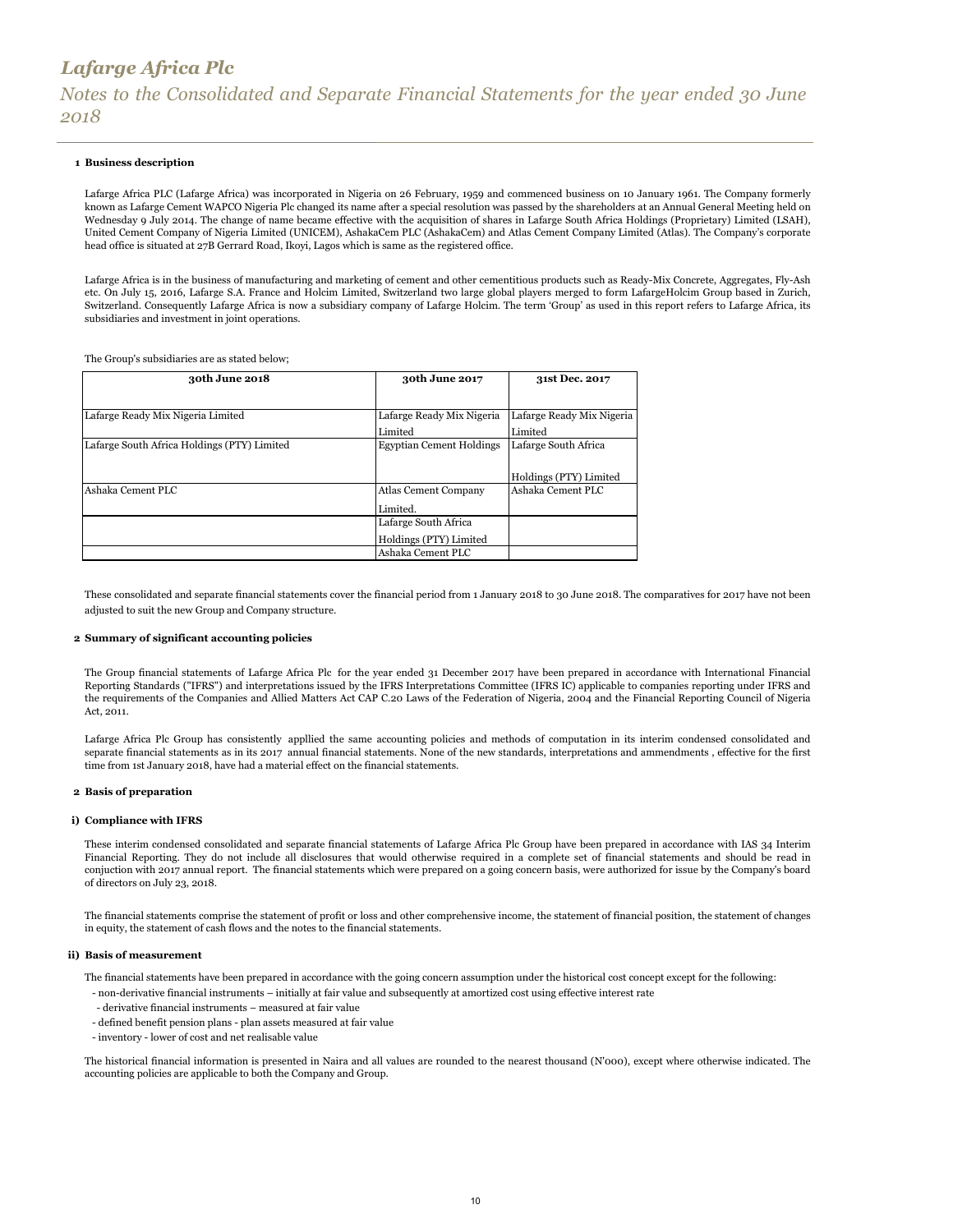# Lafarge Africa Plc

## Notes to the Consolidated and Separate Financial Statements for the year ended 30 June 2018

### 1 Business description

Lafarge Africa PLC (Lafarge Africa) was incorporated in Nigeria on 26 February, 1959 and commenced business on 10 January 1961. The Company formerly known as Lafarge Cement WAPCO Nigeria Plc changed its name after a special resolution was passed by the shareholders at an Annual General Meeting held on Wednesday 9 July 2014. The change of name became effective with the acquisition of shares in Lafarge South Africa Holdings (Proprietary) Limited (LSAH), United Cement Company of Nigeria Limited (UNICEM), AshakaCem PLC (AshakaCem) and Atlas Cement Company Limited (Atlas). The Company's corporate head office is situated at 27B Gerrard Road, Ikoyi, Lagos which is same as the registered office.

Lafarge Africa is in the business of manufacturing and marketing of cement and other cementitious products such as Ready-Mix Concrete, Aggregates, Fly-Ash etc. On July 15, 2016, Lafarge S.A. France and Holcim Limited, Switzerland two large global players merged to form LafargeHolcim Group based in Zurich, Switzerland. Consequently Lafarge Africa is now a subsidiary company of Lafarge Holcim. The term 'Group' as used in this report refers to Lafarge Africa, its subsidiaries and investment in joint operations.

The Group's subsidiaries are as stated below;

| 30th June 2018 | 30th June 2017 | 31st Dec. 2017 |
|---|---|---|
| Lafarge Ready Mix Nigeria Limited | Lafarge Ready Mix Nigeria Limited | Lafarge Ready Mix Nigeria Limited |
| Lafarge South Africa Holdings (PTY) Limited | Egyptian Cement Holdings | Lafarge South Africa Holdings (PTY) Limited |
| Ashaka Cement PLC | Atlas Cement Company Limited. | Ashaka Cement PLC |
| | Lafarge South Africa Holdings (PTY) Limited | |
| | Ashaka Cement PLC | |

These consolidated and separate financial statements cover the financial period from 1 January 2018 to 30 June 2018. The comparatives for 2017 have not been adjusted to suit the new Group and Company structure.

### 2 Summary of significant accounting policies

The Group financial statements of Lafarge Africa Plc for the year ended 31 December 2017 have been prepared in accordance with International Financial Reporting Standards ("IFRS") and interpretations issued by the IFRS Interpretations Committee (IFRS IC) applicable to companies reporting under IFRS and the requirements of the Companies and Allied Matters Act CAP C.20 Laws of the Federation of Nigeria, 2004 and the Financial Reporting Council of Nigeria Act, 2011.

Lafarge Africa Plc Group has consistently appllied the same accounting policies and methods of computation in its interim condensed consolidated and separate financial statements as in its 2017 annual financial statements. None of the new standards, interpretations and ammendments , effective for the first time from 1st January 2018, have had a material effect on the financial statements.

### 2 Basis of preparation

#### i) Compliance with IFRS

These interim condensed consolidated and separate financial statements of Lafarge Africa Plc Group have been prepared in accordance with IAS 34 Interim Financial Reporting. They do not include all disclosures that would otherwise required in a complete set of financial statements and should be read in conjuction with 2017 annual report. The financial statements which were prepared on a going concern basis, were authorized for issue by the Company's board of directors on July 23, 2018.

The financial statements comprise the statement of profit or loss and other comprehensive income, the statement of financial position, the statement of changes in equity, the statement of cash flows and the notes to the financial statements.

#### ii) Basis of measurement

The financial statements have been prepared in accordance with the going concern assumption under the historical cost concept except for the following:

- non-derivative financial instruments – initially at fair value and subsequently at amortized cost using effective interest rate
- derivative financial instruments – measured at fair value
- defined benefit pension plans - plan assets measured at fair value
- inventory - lower of cost and net realisable value

The historical financial information is presented in Naira and all values are rounded to the nearest thousand (N'000), except where otherwise indicated. The accounting policies are applicable to both the Company and Group.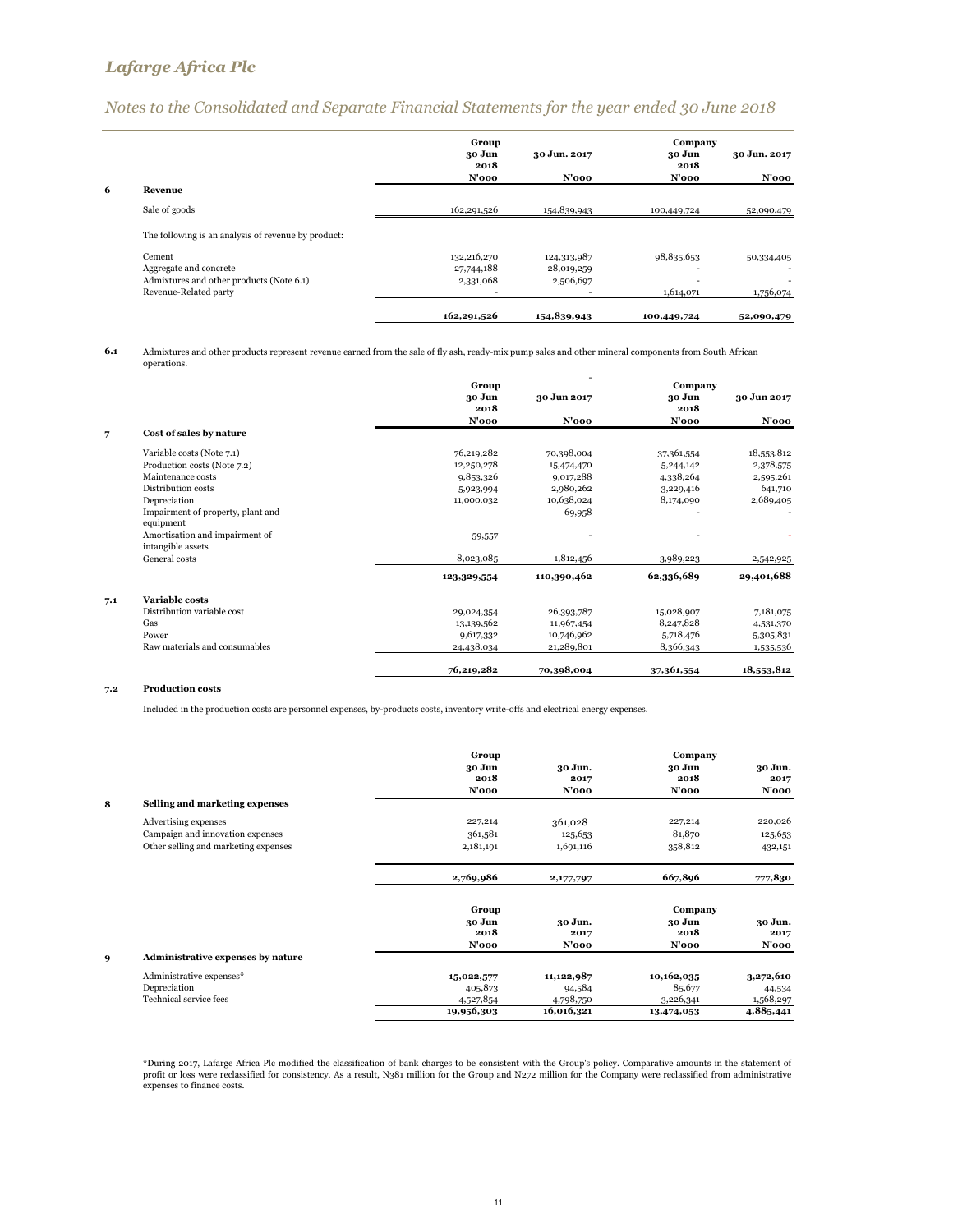# Lafarge Africa Plc

## Notes to the Consolidated and Separate Financial Statements for the year ended 30 June 2018

| | | Group 30 Jun 2018 | 30 Jun. 2017 | Company 30 Jun 2018 | 30 Jun. 2017 |
|---|---|---|---|---|---|
| | | N'000 | N'000 | N'000 | N'000 |
| **6** | **Revenue** | | | | |
| | Sale of goods | 162,291,526 | 154,839,943 | 100,449,724 | 52,090,479 |
| | The following is an analysis of revenue by product: | | | | |
| | Cement | 132,216,270 | 124,313,987 | 98,835,653 | 50,334,405 |
| | Aggregate and concrete | 27,744,188 | 28,019,259 | - | - |
| | Admixtures and other products (Note 6.1) | 2,331,068 | 2,506,697 | - | - |
| | Revenue-Related party | - | - | 1,614,071 | 1,756,074 |
| | | **162,291,526** | **154,839,943** | **100,449,724** | **52,090,479** |

**6.1** Admixtures and other products represent revenue earned from the sale of fly ash, ready-mix pump sales and other mineral components from South African operations.

| | | Group 30 Jun 2018 | 30 Jun 2017 | Company 30 Jun 2018 | 30 Jun 2017 |
|---|---|---|---|---|---|
| | | N'000 | N'000 | N'000 | N'000 |
| **7** | **Cost of sales by nature** | | | | |
| | Variable costs (Note 7.1) | 76,219,282 | 70,398,004 | 37,361,554 | 18,553,812 |
| | Production costs (Note 7.2) | 12,250,278 | 15,474,470 | 5,244,142 | 2,378,575 |
| | Maintenance costs | 9,853,326 | 9,017,288 | 4,338,264 | 2,595,261 |
| | Distribution costs | 5,923,994 | 2,980,262 | 3,229,416 | 641,710 |
| | Depreciation | 11,000,032 | 10,638,024 | 8,174,090 | 2,689,405 |
| | Impairment of property, plant and equipment | | 69,958 | - | - |
| | Amortisation and impairment of intangible assets | 59,557 | - | - | - |
| | General costs | 8,023,085 | 1,812,456 | 3,989,223 | 2,542,925 |
| | | **123,329,554** | **110,390,462** | **62,336,689** | **29,401,688** |
| **7.1** | **Variable costs** | | | | |
| | Distribution variable cost | 29,024,354 | 26,393,787 | 15,028,907 | 7,181,075 |
| | Gas | 13,139,562 | 11,967,454 | 8,247,828 | 4,531,370 |
| | Power | 9,617,332 | 10,746,962 | 5,718,476 | 5,305,831 |
| | Raw materials and consumables | 24,438,034 | 21,289,801 | 8,366,343 | 1,535,536 |
| | | **76,219,282** | **70,398,004** | **37,361,554** | **18,553,812** |

**7.2 Production costs**

Included in the production costs are personnel expenses, by-products costs, inventory write-offs and electrical energy expenses.

| | | Group 30 Jun 2018 | 30 Jun. 2017 | Company 30 Jun 2018 | 30 Jun. 2017 |
|---|---|---|---|---|---|
| | | N'000 | N'000 | N'000 | N'000 |
| **8** | **Selling and marketing expenses** | | | | |
| | Advertising expenses | 227,214 | 361,028 | 227,214 | 220,026 |
| | Campaign and innovation expenses | 361,581 | 125,653 | 81,870 | 125,653 |
| | Other selling and marketing expenses | 2,181,191 | 1,691,116 | 358,812 | 432,151 |
| | | **2,769,986** | **2,177,797** | **667,896** | **777,830** |

| | | Group 30 Jun 2018 | 30 Jun. 2017 | Company 30 Jun 2018 | 30 Jun. 2017 |
|---|---|---|---|---|---|
| | | N'000 | N'000 | N'000 | N'000 |
| **9** | **Administrative expenses by nature** | | | | |
| | Administrative expenses* | **15,022,577** | **11,122,987** | **10,162,035** | **3,272,610** |
| | Depreciation | 405,873 | 94,584 | 85,677 | 44,534 |
| | Technical service fees | 4,527,854 | 4,798,750 | 3,226,341 | 1,568,297 |
| | | **19,956,303** | **16,016,321** | **13,474,053** | **4,885,441** |

*During 2017, Lafarge Africa Plc modified the classification of bank charges to be consistent with the Group's policy. Comparative amounts in the statement of profit or loss were reclassified for consistency. As a result, N381 million for the Group and N272 million for the Company were reclassified from administrative expenses to finance costs.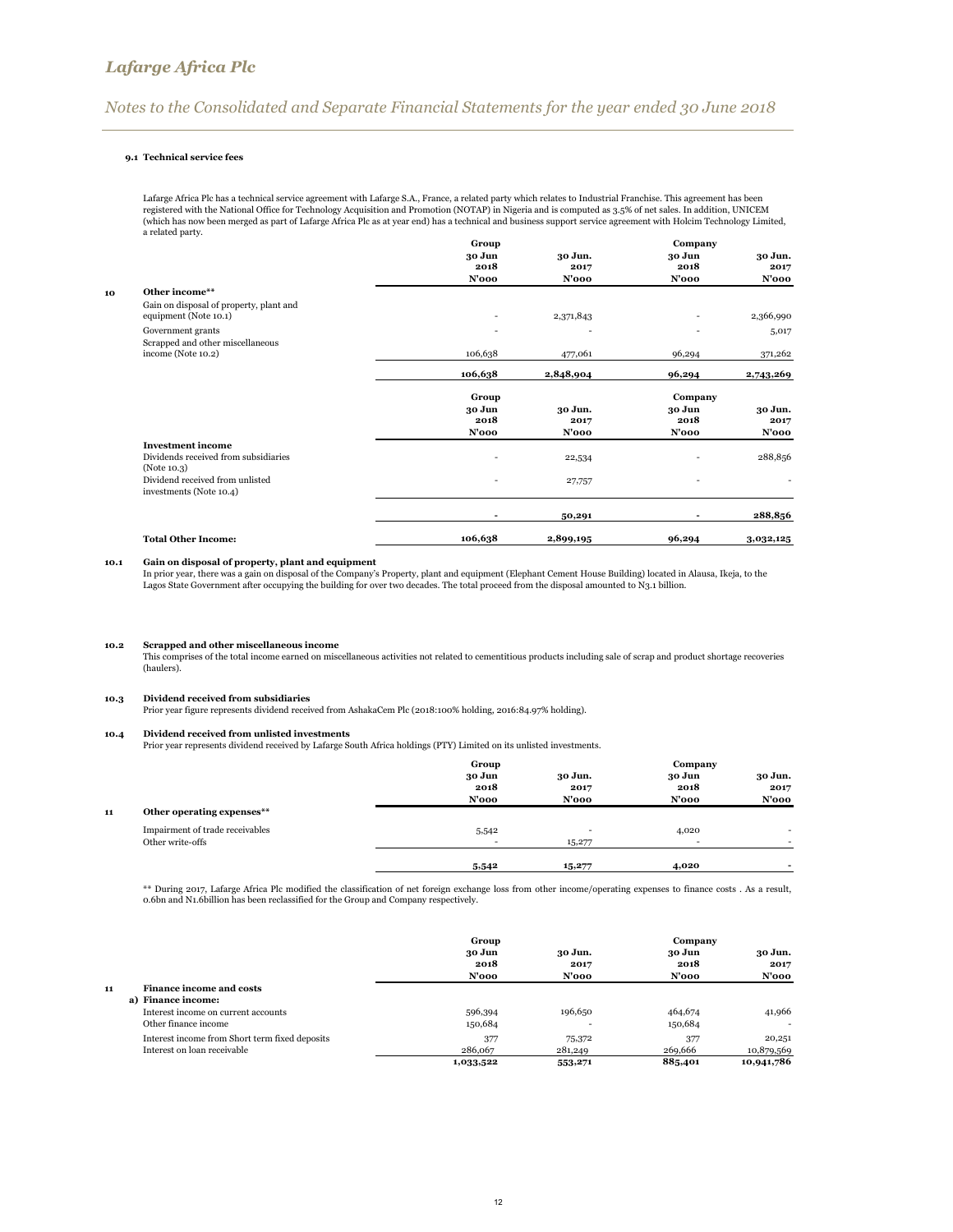#### 9.1 Technical service fees

Lafarge Africa Plc has a technical service agreement with Lafarge S.A., France, a related party which relates to Industrial Franchise. This agreement has been registered with the National Office for Technology Acquisition and Promotion (NOTAP) in Nigeria and is computed as 3.5% of net sales. In addition, UNICEM (which has now been merged as part of Lafarge Africa Plc as at year end) has a technical and business support service agreement with Holcim Technology Limited, a related party.

| | | Group | | Company | |
|---|---|---|---|---|---|
| | | 30 Jun 2018 | 30 Jun. 2017 | 30 Jun 2018 | 30 Jun. 2017 |
| | | N'000 | N'000 | N'000 | N'000 |
| 10 | **Other income**** | | | | |
| | Gain on disposal of property, plant and equipment (Note 10.1) | - | 2,371,843 | - | 2,366,990 |
| | Government grants | - | - | - | 5,017 |
| | Scrapped and other miscellaneous income (Note 10.2) | 106,638 | 477,061 | 96,294 | 371,262 |
| | | **106,638** | **2,848,904** | **96,294** | **2,743,269** |
| | | **Group** | | **Company** | |
| | | 30 Jun 2018 | 30 Jun. 2017 | 30 Jun 2018 | 30 Jun. 2017 |
| | | N'000 | N'000 | N'000 | N'000 |
| | **Investment income** | | | | |
| | Dividends received from subsidiaries (Note 10.3) | - | 22,534 | - | 288,856 |
| | Dividend received from unlisted investments (Note 10.4) | - | 27,757 | - | - |
| | | - | **50,291** | - | **288,856** |
| | **Total Other Income:** | **106,638** | **2,899,195** | **96,294** | **3,032,125** |

#### 10.1 Gain on disposal of property, plant and equipment

In prior year, there was a gain on disposal of the Company's Property, plant and equipment (Elephant Cement House Building) located in Alausa, Ikeja, to the Lagos State Government after occupying the building for over two decades. The total proceed from the disposal amounted to N3.1 billion.

#### 10.2 Scrapped and other miscellaneous income

This comprises of the total income earned on miscellaneous activities not related to cementitious products including sale of scrap and product shortage recoveries (haulers).

#### 10.3 Dividend received from subsidiaries

Prior year figure represents dividend received from AshakaCem Plc (2018:100% holding, 2016:84.97% holding).

#### 10.4 Dividend received from unlisted investments

Prior year represents dividend received by Lafarge South Africa holdings (PTY) Limited on its unlisted investments.

| | | Group | | Company | |
|---|---|---|---|---|---|
| | | 30 Jun 2018 | 30 Jun. 2017 | 30 Jun 2018 | 30 Jun. 2017 |
| | | N'000 | N'000 | N'000 | N'000 |
| 11 | **Other operating expenses**** | | | | |
| | Impairment of trade receivables | 5,542 | - | 4,020 | - |
| | Other write-offs | - | 15,277 | - | - |
| | | **5,542** | **15,277** | **4,020** | - |

** During 2017, Lafarge Africa Plc modified the classification of net foreign exchange loss from other income/operating expenses to finance costs . As a result, 0.6bn and N1.6billion has been reclassified for the Group and Company respectively.

| | | Group | | Company | |
|---|---|---|---|---|---|
| | | 30 Jun 2018 | 30 Jun. 2017 | 30 Jun 2018 | 30 Jun. 2017 |
| | | N'000 | N'000 | N'000 | N'000 |
| 11 | **Finance income and costs** | | | | |
| | **a) Finance income:** | | | | |
| | Interest income on current accounts | 596,394 | 196,650 | 464,674 | 41,966 |
| | Other finance income | 150,684 | - | 150,684 | - |
| | Interest income from Short term fixed deposits | 377 | 75,372 | 377 | 20,251 |
| | Interest on loan receivable | 286,067 | 281,249 | 269,666 | 10,879,569 |
| | | **1,033,522** | **553,271** | **885,401** | **10,941,786** |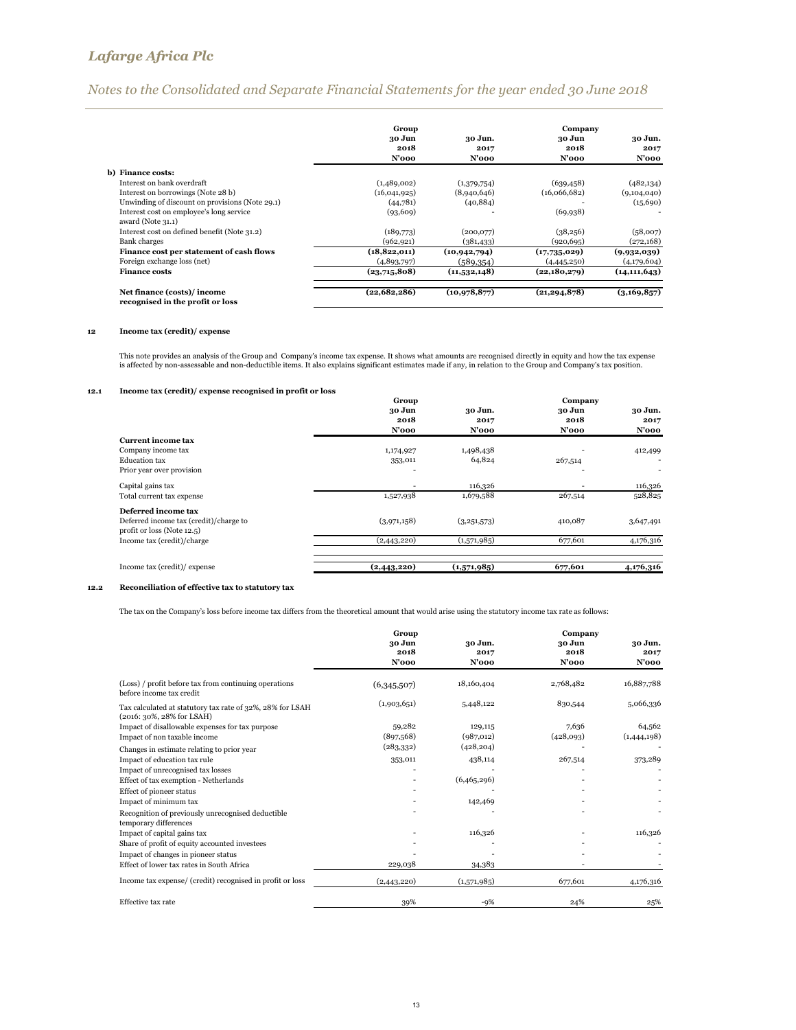|  | Group |  | Company |  |
|---|---|---|---|---|
|  | 30 Jun 2018 | 30 Jun. 2017 | 30 Jun 2018 | 30 Jun. 2017 |
|  | N'000 | N'000 | N'000 | N'000 |
| **b) Finance costs:** |  |  |  |  |
| Interest on bank overdraft | (1,489,002) | (1,379,754) | (639,458) | (482,134) |
| Interest on borrowings (Note 28 b) | (16,041,925) | (8,940,646) | (16,066,682) | (9,104,040) |
| Unwinding of discount on provisions (Note 29.1) | (44,781) | (40,884) | - | (15,690) |
| Interest cost on employee's long service award (Note 31.1) | (93,609) | - | (69,938) | - |
| Interest cost on defined benefit (Note 31.2) | (189,773) | (200,077) | (38,256) | (58,007) |
| Bank charges | (962,921) | (381,433) | (920,695) | (272,168) |
| **Finance cost per statement of cash flows** | **(18,822,011)** | **(10,942,794)** | **(17,735,029)** | **(9,932,039)** |
| Foreign exchange loss (net) | (4,893,797) | (589,354) | (4,445,250) | (4,179,604) |
| **Finance costs** | **(23,715,808)** | **(11,532,148)** | **(22,180,279)** | **(14,111,643)** |
| **Net finance (costs)/ income recognised in the profit or loss** | **(22,682,286)** | **(10,978,877)** | **(21,294,878)** | **(3,169,857)** |

## 12 Income tax (credit)/ expense

This note provides an analysis of the Group and Company's income tax expense. It shows what amounts are recognised directly in equity and how the tax expense is affected by non-assessable and non-deductible items. It also explains significant estimates made if any, in relation to the Group and Company's tax position.

### 12.1 Income tax (credit)/ expense recognised in profit or loss

|  | Group |  | Company |  |
|---|---|---|---|---|
|  | 30 Jun 2018 | 30 Jun. 2017 | 30 Jun 2018 | 30 Jun. 2017 |
|  | N'000 | N'000 | N'000 | N'000 |
| **Current income tax** |  |  |  |  |
| Company income tax | 1,174,927 | 1,498,438 | - | 412,499 |
| Education tax | 353,011 | 64,824 | 267,514 | - |
| Prior year over provision | - |  | - | - |
| Capital gains tax | - | 116,326 | - | 116,326 |
| Total current tax expense | 1,527,938 | 1,679,588 | 267,514 | 528,825 |
| **Deferred income tax** |  |  |  |  |
| Deferred income tax (credit)/charge to profit or loss (Note 12.5) | (3,971,158) | (3,251,573) | 410,087 | 3,647,491 |
| Income tax (credit)/charge | (2,443,220) | (1,571,985) | 677,601 | 4,176,316 |
| Income tax (credit)/ expense | **(2,443,220)** | **(1,571,985)** | **677,601** | **4,176,316** |

### 12.2 Reconciliation of effective tax to statutory tax

The tax on the Company's loss before income tax differs from the theoretical amount that would arise using the statutory income tax rate as follows:

|  | Group |  | Company |  |
|---|---|---|---|---|
|  | 30 Jun 2018 | 30 Jun. 2017 | 30 Jun 2018 | 30 Jun. 2017 |
|  | N'000 | N'000 | N'000 | N'000 |
| (Loss) / profit before tax from continuing operations before income tax credit | (6,345,507) | 18,160,404 | 2,768,482 | 16,887,788 |
| Tax calculated at statutory tax rate of 32%, 28% for LSAH (2016: 30%, 28% for LSAH) | (1,903,651) | 5,448,122 | 830,544 | 5,066,336 |
| Impact of disallowable expenses for tax purpose | 59,282 | 129,115 | 7,636 | 64,562 |
| Impact of non taxable income | (897,568) | (987,012) | (428,093) | (1,444,198) |
| Changes in estimate relating to prior year | (283,332) | (428,204) | - | - |
| Impact of education tax rule | 353,011 | 438,114 | 267,514 | 373,289 |
| Impact of unrecognised tax losses | - | - | - | - |
| Effect of tax exemption - Netherlands | - | (6,465,296) | - | - |
| Effect of pioneer status | - | - | - | - |
| Impact of minimum tax | - | 142,469 | - | - |
| Recognition of previously unrecognised deductible temporary differences | - | - | - | - |
| Impact of capital gains tax | - | 116,326 | - | 116,326 |
| Share of profit of equity accounted investees | - | - | - | - |
| Impact of changes in pioneer status | - | - | - | - |
| Effect of lower tax rates in South Africa | 229,038 | 34,383 | - | - |
| Income tax expense/ (credit) recognised in profit or loss | (2,443,220) | (1,571,985) | 677,601 | 4,176,316 |
| Effective tax rate | 39% | -9% | 24% | 25% |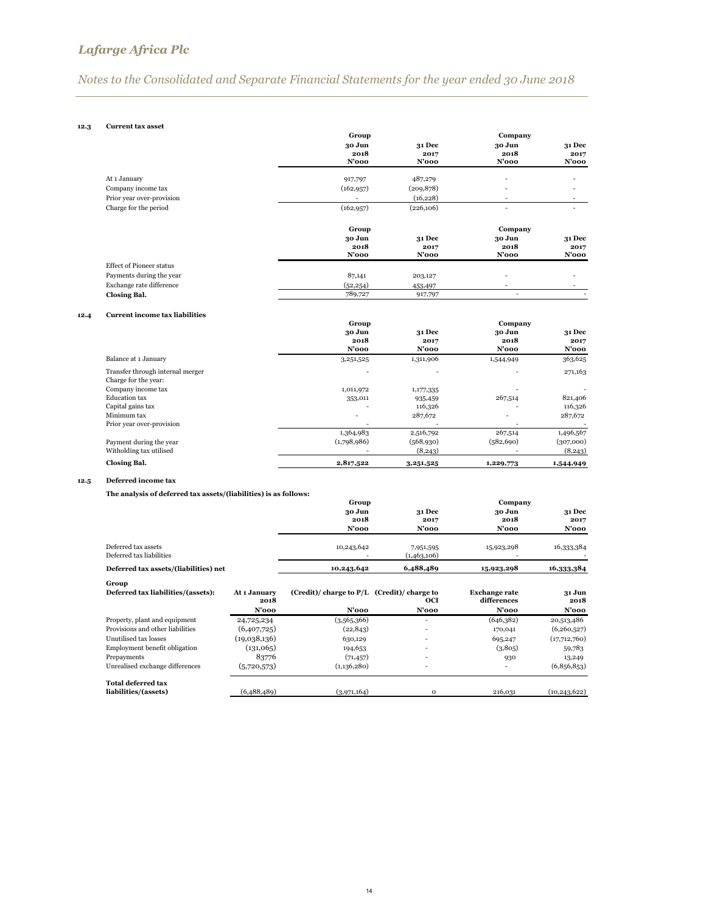# Lafarge Africa Plc

*Notes to the Consolidated and Separate Financial Statements for the year ended 30 June 2018*

### 12.3 Current tax asset

| | Group | | Company | |
|---|---|---|---|---|
| | 30 Jun 2018 N'000 | 31 Dec 2017 N'000 | 30 Jun 2018 N'000 | 31 Dec 2017 N'000 |
| At 1 January | 917,797 | 487,279 | - | - |
| Company income tax | (162,957) | (209,878) | - | - |
| Prior year over-provision | - | (16,228) | - | - |
| Charge for the period | (162,957) | (226,106) | - | - |

| | Group | | Company | |
|---|---|---|---|---|
| | 30 Jun 2018 N'000 | 31 Dec 2017 N'000 | 30 Jun 2018 N'000 | 31 Dec 2017 N'000 |
| Effect of Pioneer status | | | | |
| Payments during the year | 87,141 | 203,127 | - | - |
| Exchange rate difference | (52,254) | 453,497 | - | - |
| **Closing Bal.** | 789,727 | 917,797 | - | - |

### 12.4 Current income tax liabilities

| | Group | | Company | |
|---|---|---|---|---|
| | 30 Jun 2018 N'000 | 31 Dec 2017 N'000 | 30 Jun 2018 N'000 | 31 Dec 2017 N'000 |
| Balance at 1 January | 3,251,525 | 1,311,906 | 1,544,949 | 363,625 |
| Transfer through internal merger | - | - | - | 271,163 |
| Charge for the year: | | | | |
| Company income tax | 1,011,972 | 1,177,335 | - | - |
| Education tax | 353,011 | 935,459 | 267,514 | 821,406 |
| Capital gains tax | - | 116,326 | - | 116,326 |
| Minimum tax | - | 287,672 | - | 287,672 |
| Prior year over-provision | - | - | - | - |
| | 1,364,983 | 2,516,792 | 267,514 | 1,496,567 |
| Payment during the year | (1,798,986) | (568,930) | (582,690) | (307,000) |
| Witholding tax utilised | - | (8,243) | - | (8,243) |
| **Closing Bal.** | **2,817,522** | **3,251,525** | **1,229,773** | **1,544,949** |

### 12.5 Deferred income tax

**The analysis of deferred tax assets/(liabilities) is as follows:**

| | Group | | Company | |
|---|---|---|---|---|
| | 30 Jun 2018 N'000 | 31 Dec 2017 N'000 | 30 Jun 2018 N'000 | 31 Dec 2017 N'000 |
| Deferred tax assets | 10,243,642 | 7,951,595 | 15,923,298 | 16,333,384 |
| Deferred tax liabilities | - | (1,463,106) | - | - |
| **Deferred tax assets/(liabilities) net** | **10,243,642** | **6,488,489** | **15,923,298** | **16,333,384** |

**Group**

| **Deferred tax liabilities/(assets):** | At 1 January 2018 N'000 | (Credit)/ charge to P/L N'000 | (Credit)/ charge to OCI N'000 | Exchange rate differences N'000 | 31 Jun 2018 N'000 |
|---|---|---|---|---|---|
| Property, plant and equipment | 24,725,234 | (3,565,366) | - | (646,382) | 20,513,486 |
| Provisions and other liabilities | (6,407,725) | (22,843) | - | 170,041 | (6,260,527) |
| Unutilised tax losses | (19,038,136) | 630,129 | - | 695,247 | (17,712,760) |
| Employment benefit obligation | (131,065) | 194,653 | - | (3,805) | 59,783 |
| Prepayments | 83776 | (71,457) | - | 930 | 13,249 |
| Unrealised exchange differences | (5,720,573) | (1,136,280) | - | - | (6,856,853) |
| **Total deferred tax liabilities/(assets)** | (6,488,489) | (3,971,164) | 0 | 216,031 | (10,243,622) |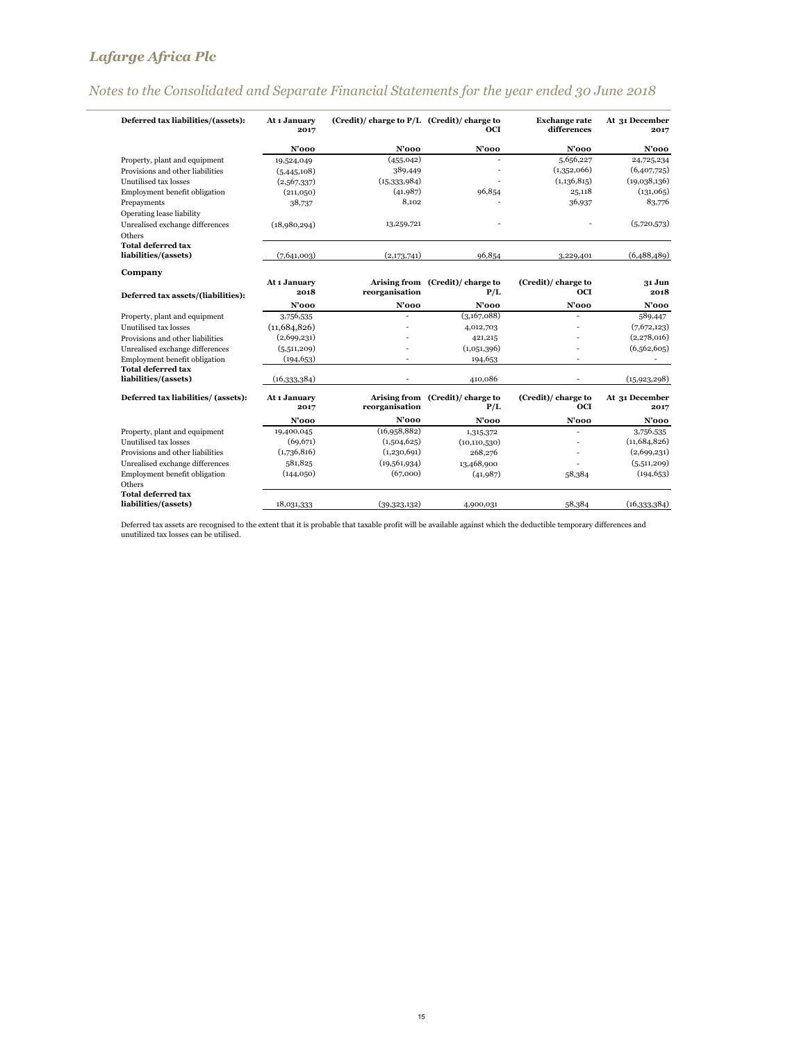| Deferred tax liabilities/(assets): | At 1 January 2017 | (Credit)/ charge to P/L | (Credit)/ charge to OCI | Exchange rate differences | At 31 December 2017 |
|---|---|---|---|---|---|
| | N'000 | N'000 | N'000 | N'000 | N'000 |
| Property, plant and equipment | 19,524,049 | (455,042) | - | 5,656,227 | 24,725,234 |
| Provisions and other liabilities | (5,445,108) | 389,449 | - | (1,352,066) | (6,407,725) |
| Unutilised tax losses | (2,567,337) | (15,333,984) | - | (1,136,815) | (19,038,136) |
| Employment benefit obligation | (211,050) | (41,987) | 96,854 | 25,118 | (131,065) |
| Prepayments | 38,737 | 8,102 | - | 36,937 | 83,776 |
| Operating lease liability | | | | | |
| Unrealised exchange differences | (18,980,294) | 13,259,721 | - | - | (5,720,573) |
| Others | | | | | |
| **Total deferred tax liabilities/(assets)** | (7,641,003) | (2,173,741) | 96,854 | 3,229,401 | (6,488,489) |

**Company**

| Deferred tax assets/(liabilities): | At 1 January 2018 | Arising from reorganisation | (Credit)/ charge to P/L | (Credit)/ charge to OCI | 31 Jun 2018 |
|---|---|---|---|---|---|
| | N'000 | N'000 | N'000 | N'000 | N'000 |
| Property, plant and equipment | 3,756,535 | - | (3,167,088) | - | 589,447 |
| Unutilised tax losses | (11,684,826) | - | 4,012,703 | - | (7,672,123) |
| Provisions and other liabilities | (2,699,231) | - | 421,215 | - | (2,278,016) |
| Unrealised exchange differences | (5,511,209) | - | (1,051,396) | - | (6,562,605) |
| Employment benefit obligation | (194,653) | - | 194,653 | - | - |
| **Total deferred tax liabilities/(assets)** | (16,333,384) | - | 410,086 | - | (15,923,298) |

| Deferred tax liabilities/ (assets): | At 1 January 2017 | Arising from reorganisation | (Credit)/ charge to P/L | (Credit)/ charge to OCI | At 31 December 2017 |
|---|---|---|---|---|---|
| | N'000 | N'000 | N'000 | N'000 | N'000 |
| Property, plant and equipment | 19,400,045 | (16,958,882) | 1,315,372 | - | 3,756,535 |
| Unutilised tax losses | (69,671) | (1,504,625) | (10,110,530) | - | (11,684,826) |
| Provisions and other liabilities | (1,736,816) | (1,230,691) | 268,276 | - | (2,699,231) |
| Unrealised exchange differences | 581,825 | (19,561,934) | 13,468,900 | - | (5,511,209) |
| Employment benefit obligation | (144,050) | (67,000) | (41,987) | 58,384 | (194,653) |
| Others | | | | | |
| **Total deferred tax liabilities/(assets)** | 18,031,333 | (39,323,132) | 4,900,031 | 58,384 | (16,333,384) |

Deferred tax assets are recognised to the extent that it is probable that taxable profit will be available against which the deductible temporary differences and unutilized tax losses can be utilised.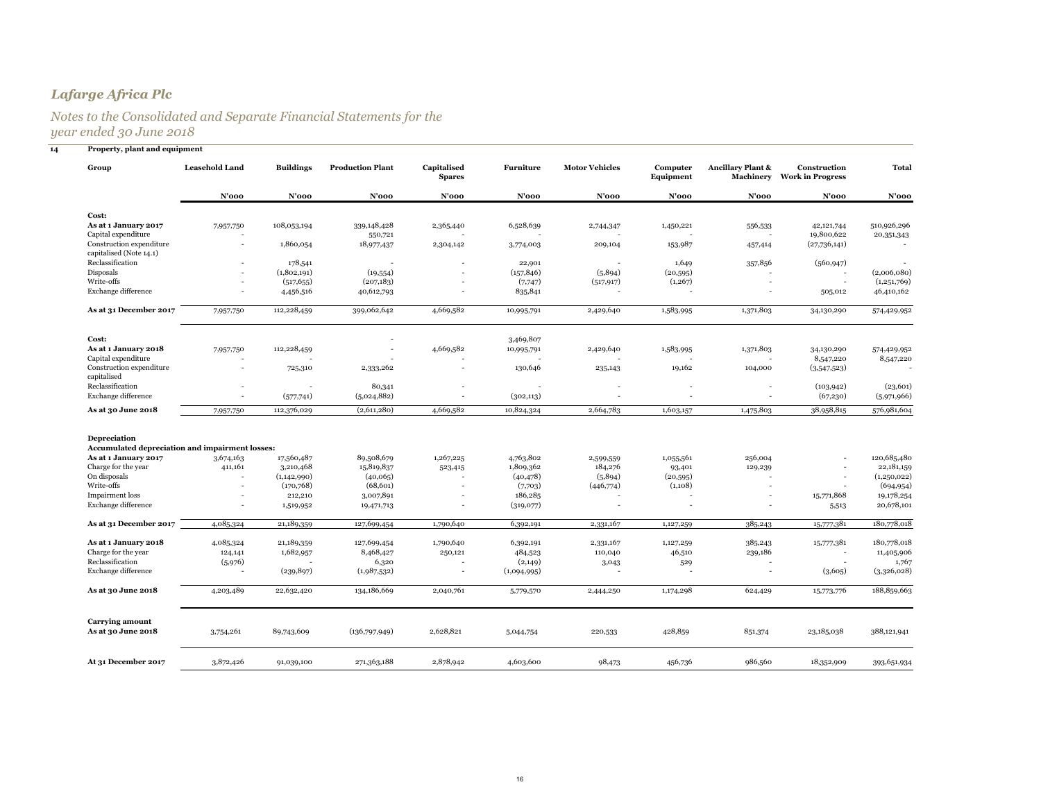# Lafarge Africa Plc

## Notes to the Consolidated and Separate Financial Statements for the year ended 30 June 2018

### 14 Property, plant and equipment

| Group | Leasehold Land | Buildings | Production Plant | Capitalised Spares | Furniture | Motor Vehicles | Computer Equipment | Ancillary Plant & Machinery | Construction Work in Progress | Total |
|---|---|---|---|---|---|---|---|---|---|---|
| | N'000 | N'000 | N'000 | N'000 | N'000 | N'000 | N'000 | N'000 | N'000 | N'000 |
| **Cost:** | | | | | | | | | | |
| **As at 1 January 2017** | 7,957,750 | 108,053,194 | 339,148,428 | 2,365,440 | 6,528,639 | 2,744,347 | 1,450,221 | 556,533 | 42,121,744 | 510,926,296 |
| Capital expenditure | - | | 550,721 | - | - | - | - | - | 19,800,622 | 20,351,343 |
| Construction expenditure capitalised (Note 14.1) | - | 1,860,054 | 18,977,437 | 2,304,142 | 3,774,003 | 209,104 | 153,987 | 457,414 | (27,736,141) | - |
| Reclassification | - | 178,541 | - | - | 22,901 | - | 1,649 | 357,856 | (560,947) | - |
| Disposals | - | (1,802,191) | (19,554) | - | (157,846) | (5,894) | (20,595) | - | - | (2,006,080) |
| Write-offs | - | (517,655) | (207,183) | - | (7,747) | (517,917) | (1,267) | - | - | (1,251,769) |
| Exchange difference | - | 4,456,516 | 40,612,793 | - | 835,841 | - | - | - | 505,012 | 46,410,162 |
| **As at 31 December 2017** | 7,957,750 | 112,228,459 | 399,062,642 | 4,669,582 | 10,995,791 | 2,429,640 | 1,583,995 | 1,371,803 | 34,130,290 | 574,429,952 |
| **Cost:** | | | - | | 3,469,807 | | | | | |
| **As at 1 January 2018** | 7,957,750 | 112,228,459 | - | 4,669,582 | 10,995,791 | 2,429,640 | 1,583,995 | 1,371,803 | 34,130,290 | 574,429,952 |
| Capital expenditure | - | - | - | - | - | - | - | - | 8,547,220 | 8,547,220 |
| Construction expenditure capitalised | - | 725,310 | 2,333,262 | - | 130,646 | 235,143 | 19,162 | 104,000 | (3,547,523) | - |
| Reclassification | - | - | 80,341 | - | - | - | - | - | (103,942) | (23,601) |
| Exchange difference | - | (577,741) | (5,024,882) | - | (302,113) | - | - | - | (67,230) | (5,971,966) |
| **As at 30 June 2018** | 7,957,750 | 112,376,029 | (2,611,280) | 4,669,582 | 10,824,324 | 2,664,783 | 1,603,157 | 1,475,803 | 38,958,815 | 576,981,604 |
| **Depreciation** | | | | | | | | | | |
| **Accumulated depreciation and impairment losses:** | | | | | | | | | | |
| **As at 1 January 2017** | 3,674,163 | 17,560,487 | 89,508,679 | 1,267,225 | 4,763,802 | 2,599,559 | 1,055,561 | 256,004 | - | 120,685,480 |
| Charge for the year | 411,161 | 3,210,468 | 15,819,837 | 523,415 | 1,809,362 | 184,276 | 93,401 | 129,239 | - | 22,181,159 |
| On disposals | - | (1,142,990) | (40,065) | - | (40,478) | (5,894) | (20,595) | - | - | (1,250,022) |
| Write-offs | - | (170,768) | (68,601) | - | (7,703) | (446,774) | (1,108) | - | - | (694,954) |
| Impairment loss | - | 212,210 | 3,007,891 | - | 186,285 | - | - | - | 15,771,868 | 19,178,254 |
| Exchange difference | - | 1,519,952 | 19,471,713 | - | (319,077) | - | - | - | 5,513 | 20,678,101 |
| **As at 31 December 2017** | 4,085,324 | 21,189,359 | 127,699,454 | 1,790,640 | 6,392,191 | 2,331,167 | 1,127,259 | 385,243 | 15,777,381 | 180,778,018 |
| **As at 1 January 2018** | 4,085,324 | 21,189,359 | 127,699,454 | 1,790,640 | 6,392,191 | 2,331,167 | 1,127,259 | 385,243 | 15,777,381 | 180,778,018 |
| Charge for the year | 124,141 | 1,682,957 | 8,468,427 | 250,121 | 484,523 | 110,040 | 46,510 | 239,186 | - | 11,405,906 |
| Reclassification | (5,976) | - | 6,320 | - | (2,149) | 3,043 | 529 | - | - | 1,767 |
| Exchange difference | - | (239,897) | (1,987,532) | - | (1,094,995) | - | - | - | (3,605) | (3,326,028) |
| **As at 30 June 2018** | 4,203,489 | 22,632,420 | 134,186,669 | 2,040,761 | 5,779,570 | 2,444,250 | 1,174,298 | 624,429 | 15,773,776 | 188,859,663 |
| **Carrying amount** | | | | | | | | | | |
| **As at 30 June 2018** | 3,754,261 | 89,743,609 | (136,797,949) | 2,628,821 | 5,044,754 | 220,533 | 428,859 | 851,374 | 23,185,038 | 388,121,941 |
| **At 31 December 2017** | 3,872,426 | 91,039,100 | 271,363,188 | 2,878,942 | 4,603,600 | 98,473 | 456,736 | 986,560 | 18,352,909 | 393,651,934 |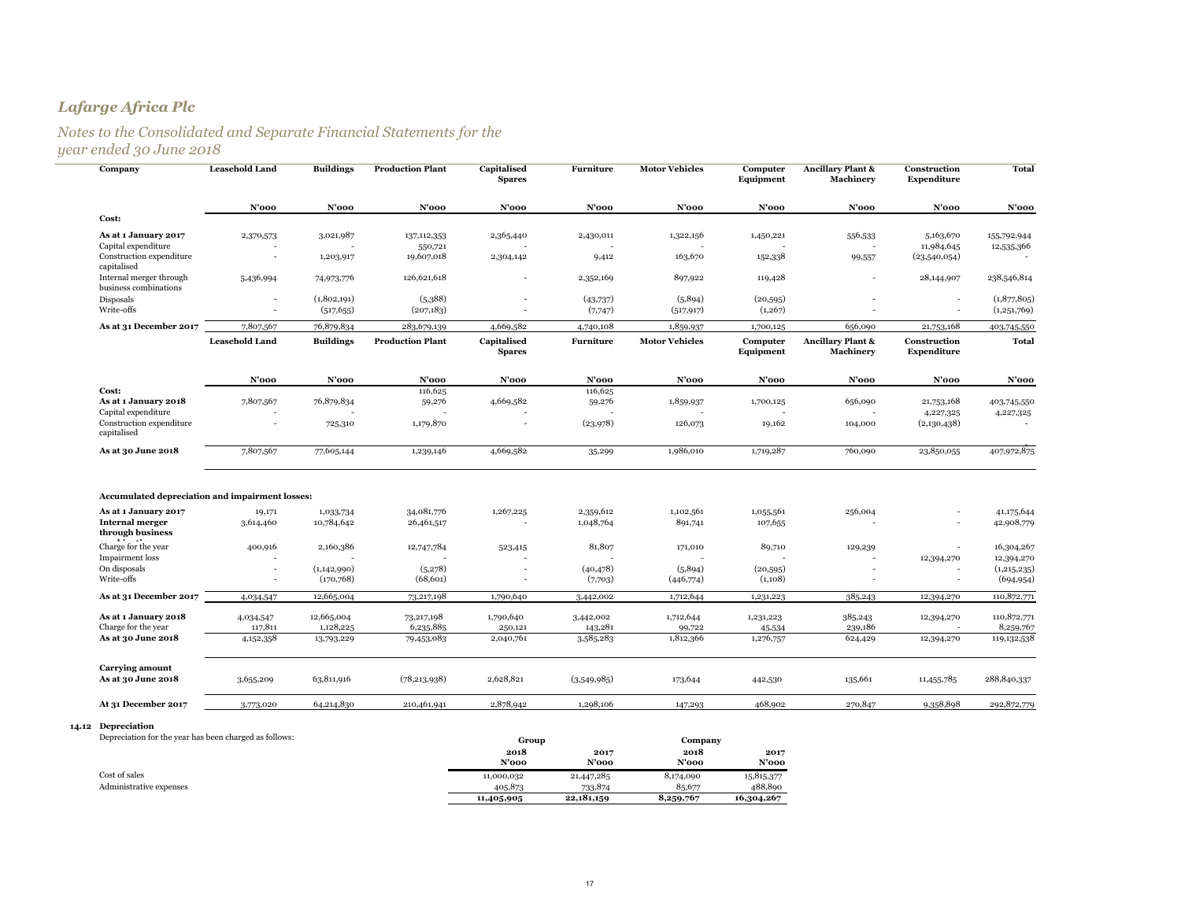# Lafarge Africa Plc

## Notes to the Consolidated and Separate Financial Statements for the year ended 30 June 2018

| Company | Leasehold Land | Buildings | Production Plant | Capitalised Spares | Furniture | Motor Vehicles | Computer Equipment | Ancillary Plant & Machinery | Construction Expenditure | Total |
|---|---|---|---|---|---|---|---|---|---|---|
| | N'000 | N'000 | N'000 | N'000 | N'000 | N'000 | N'000 | N'000 | N'000 | N'000 |
| **Cost:** | | | | | | | | | | |
| **As at 1 January 2017** | 2,370,573 | 3,021,987 | 137,112,353 | 2,365,440 | 2,430,011 | 1,322,156 | 1,450,221 | 556,533 | 5,163,670 | 155,792,944 |
| Capital expenditure | - | - | 550,721 | - | - | - | - | - | 11,984,645 | 12,535,366 |
| Construction expenditure capitalised | - | 1,203,917 | 19,607,018 | 2,304,142 | 9,412 | 163,670 | 152,338 | 99,557 | (23,540,054) | - |
| Internal merger through business combinations | 5,436,994 | 74,973,776 | 126,621,618 | - | 2,352,169 | 897,922 | 119,428 | - | 28,144,907 | 238,546,814 |
| Disposals | - | (1,802,191) | (5,388) | - | (43,737) | (5,894) | (20,595) | - | - | (1,877,805) |
| Write-offs | - | (517,655) | (207,183) | - | (7,747) | (517,917) | (1,267) | - | - | (1,251,769) |
| **As at 31 December 2017** | 7,807,567 | 76,879,834 | 283,679,139 | 4,669,582 | 4,740,108 | 1,859,937 | 1,700,125 | 656,090 | 21,753,168 | 403,745,550 |

| | Leasehold Land | Buildings | Production Plant | Capitalised Spares | Furniture | Motor Vehicles | Computer Equipment | Ancillary Plant & Machinery | Construction Expenditure | Total |
|---|---|---|---|---|---|---|---|---|---|---|
| | N'000 | N'000 | N'000 | N'000 | N'000 | N'000 | N'000 | N'000 | N'000 | N'000 |
| **Cost:** | | | 116,625 | | 116,625 | | | | | |
| **As at 1 January 2018** | 7,807,567 | 76,879,834 | 59,276 | 4,669,582 | 59,276 | 1,859,937 | 1,700,125 | 656,090 | 21,753,168 | 403,745,550 |
| Capital expenditure | - | - | - | - | - | - | - | - | 4,227,325 | 4,227,325 |
| Construction expenditure capitalised | - | 725,310 | 1,179,870 | - | (23,978) | 126,073 | 19,162 | 104,000 | (2,130,438) | - |
| **As at 30 June 2018** | 7,807,567 | 77,605,144 | 1,239,146 | 4,669,582 | 35,299 | 1,986,010 | 1,719,287 | 760,090 | 23,850,055 | 407,972,875 |
| | | | | | | | | | | |
| **Accumulated depreciation and impairment losses:** | | | | | | | | | | |
| **As at 1 January 2017** | 19,171 | 1,033,734 | 34,081,776 | 1,267,225 | 2,359,612 | 1,102,561 | 1,055,561 | 256,004 | - | 41,175,644 |
| **Internal merger through business combinations** | 3,614,460 | 10,784,642 | 26,461,517 | - | 1,048,764 | 891,741 | 107,655 | - | - | 42,908,779 |
| Charge for the year | 400,916 | 2,160,386 | 12,747,784 | 523,415 | 81,807 | 171,010 | 89,710 | 129,239 | - | 16,304,267 |
| Impairment loss | - | - | - | - | - | - | - | - | 12,394,270 | 12,394,270 |
| On disposals | - | (1,142,990) | (5,278) | - | (40,478) | (5,894) | (20,595) | - | - | (1,215,235) |
| Write-offs | - | (170,768) | (68,601) | - | (7,703) | (446,774) | (1,108) | - | - | (694,954) |
| **As at 31 December 2017** | 4,034,547 | 12,665,004 | 73,217,198 | 1,790,640 | 3,442,002 | 1,712,644 | 1,231,223 | 385,243 | 12,394,270 | 110,872,771 |
| **As at 1 January 2018** | 4,034,547 | 12,665,004 | 73,217,198 | 1,790,640 | 3,442,002 | 1,712,644 | 1,231,223 | 385,243 | 12,394,270 | 110,872,771 |
| Charge for the year | 117,811 | 1,128,225 | 6,235,885 | 250,121 | 143,281 | 99,722 | 45,534 | 239,186 | - | 8,259,767 |
| **As at 30 June 2018** | 4,152,358 | 13,793,229 | 79,453,083 | 2,040,761 | 3,585,283 | 1,812,366 | 1,276,757 | 624,429 | 12,394,270 | 119,132,538 |
| | | | | | | | | | | |
| **Carrying amount** | | | | | | | | | | |
| **As at 30 June 2018** | 3,655,209 | 63,811,916 | (78,213,938) | 2,628,821 | (3,549,985) | 173,644 | 442,530 | 135,661 | 11,455,785 | 288,840,337 |
| **At 31 December 2017** | 3,773,020 | 64,214,830 | 210,461,941 | 2,878,942 | 1,298,106 | 147,293 | 468,902 | 270,847 | 9,358,898 | 292,872,779 |

### 14.12 Depreciation

Depreciation for the year has been charged as follows:

| | Group | | Company | |
|---|---|---|---|---|
| | 2018 | 2017 | 2018 | 2017 |
| | N'000 | N'000 | N'000 | N'000 |
| Cost of sales | 11,000,032 | 21,447,285 | 8,174,090 | 15,815,377 |
| Administrative expenses | 405,873 | 733,874 | 85,677 | 488,890 |
| | **11,405,905** | **22,181,159** | **8,259,767** | **16,304,267** |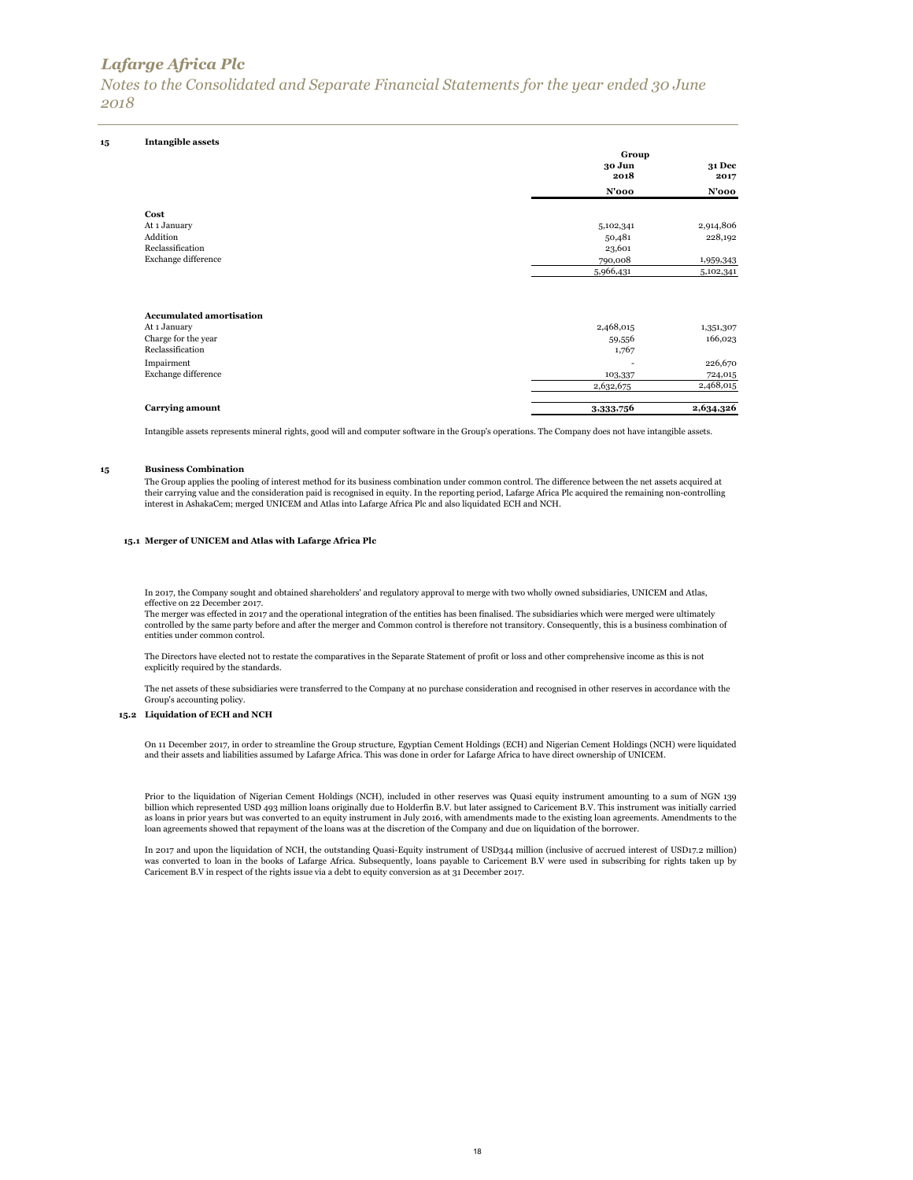# Lafarge Africa Plc

*Notes to the Consolidated and Separate Financial Statements for the year ended 30 June 2018*

## 15 Intangible assets

| | Group | |
|---|---|---|
| | 30 Jun 2018 | 31 Dec 2017 |
| | N'000 | N'000 |
| **Cost** | | |
| At 1 January | 5,102,341 | 2,914,806 |
| Addition | 50,481 | 228,192 |
| Reclassification | 23,601 | |
| Exchange difference | 790,008 | 1,959,343 |
| | 5,966,431 | 5,102,341 |
| | | |
| **Accumulated amortisation** | | |
| At 1 January | 2,468,015 | 1,351,307 |
| Charge for the year | 59,556 | 166,023 |
| Reclassification | 1,767 | |
| Impairment | - | 226,670 |
| Exchange difference | 103,337 | 724,015 |
| | 2,632,675 | 2,468,015 |
| | | |
| **Carrying amount** | **3,333,756** | **2,634,326** |

Intangible assets represents mineral rights, good will and computer software in the Group's operations. The Company does not have intangible assets.

## 15 Business Combination

The Group applies the pooling of interest method for its business combination under common control. The difference between the net assets acquired at their carrying value and the consideration paid is recognised in equity. In the reporting period, Lafarge Africa Plc acquired the remaining non-controlling interest in AshakaCem; merged UNICEM and Atlas into Lafarge Africa Plc and also liquidated ECH and NCH.

### 15.1 Merger of UNICEM and Atlas with Lafarge Africa Plc

In 2017, the Company sought and obtained shareholders' and regulatory approval to merge with two wholly owned subsidiaries, UNICEM and Atlas, effective on 22 December 2017.
The merger was effected in 2017 and the operational integration of the entities has been finalised. The subsidiaries which were merged were ultimately controlled by the same party before and after the merger and Common control is therefore not transitory. Consequently, this is a business combination of entities under common control.

The Directors have elected not to restate the comparatives in the Separate Statement of profit or loss and other comprehensive income as this is not explicitly required by the standards.

The net assets of these subsidiaries were transferred to the Company at no purchase consideration and recognised in other reserves in accordance with the Group's accounting policy.

### 15.2 Liquidation of ECH and NCH

On 11 December 2017, in order to streamline the Group structure, Egyptian Cement Holdings (ECH) and Nigerian Cement Holdings (NCH) were liquidated and their assets and liabilities assumed by Lafarge Africa. This was done in order for Lafarge Africa to have direct ownership of UNICEM.

Prior to the liquidation of Nigerian Cement Holdings (NCH), included in other reserves was Quasi equity instrument amounting to a sum of NGN 139 billion which represented USD 493 million loans originally due to Holderfin B.V. but later assigned to Caricement B.V. This instrument was initially carried as loans in prior years but was converted to an equity instrument in July 2016, with amendments made to the existing loan agreements. Amendments to the loan agreements showed that repayment of the loans was at the discretion of the Company and due on liquidation of the borrower.

In 2017 and upon the liquidation of NCH, the outstanding Quasi-Equity instrument of USD344 million (inclusive of accrued interest of USD17.2 million) was converted to loan in the books of Lafarge Africa. Subsequently, loans payable to Caricement B.V were used in subscribing for rights taken up by Caricement B.V in respect of the rights issue via a debt to equity conversion as at 31 December 2017.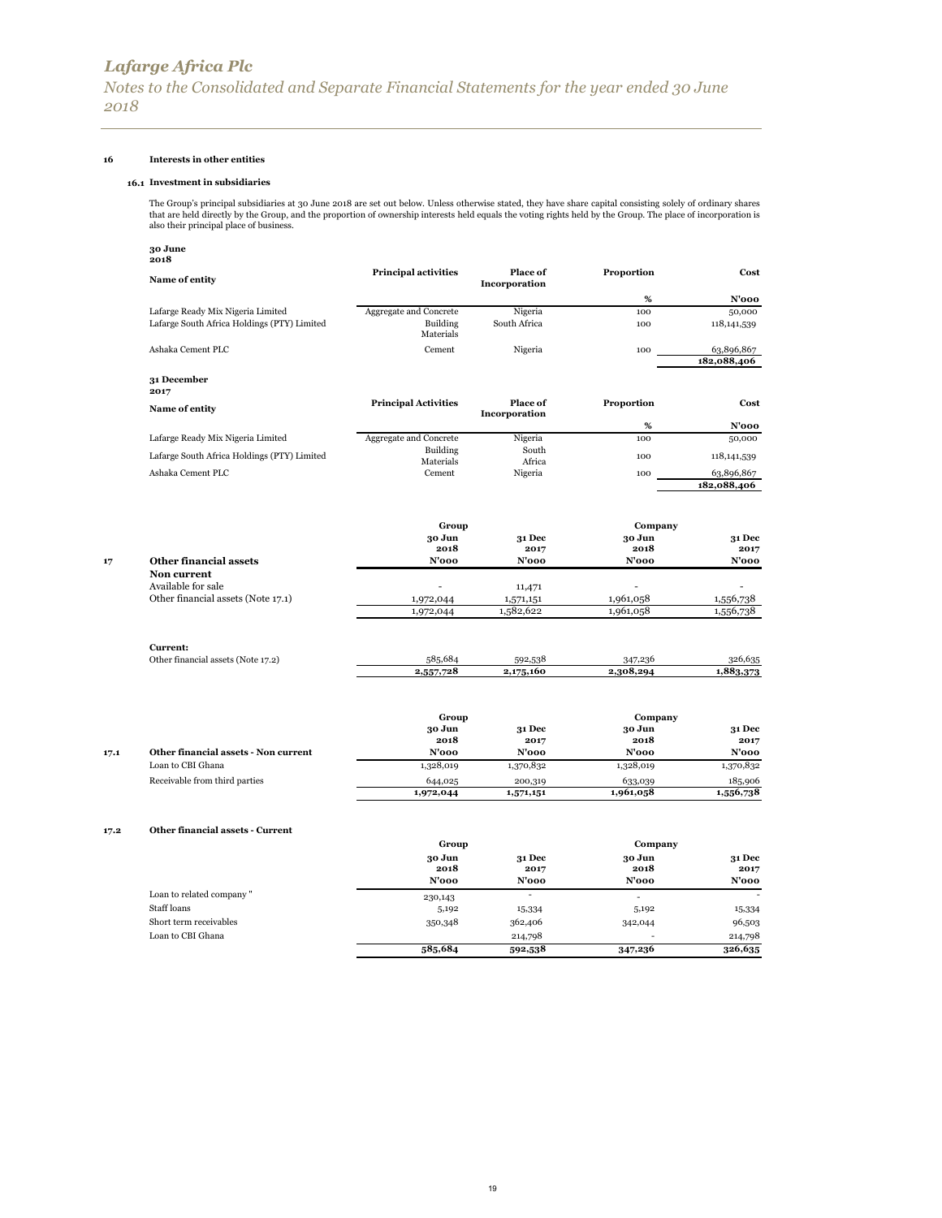## 16 Interests in other entities

### 16.1 Investment in subsidiaries

The Group's principal subsidiaries at 30 June 2018 are set out below. Unless otherwise stated, they have share capital consisting solely of ordinary shares that are held directly by the Group, and the proportion of ownership interests held equals the voting rights held by the Group. The place of incorporation is also their principal place of business.

**30 June 2018**

| Name of entity | Principal activities | Place of Incorporation | Proportion | Cost |
|---|---|---|---|---|
| | | | % | N'000 |
| Lafarge Ready Mix Nigeria Limited | Aggregate and Concrete | Nigeria | 100 | 50,000 |
| Lafarge South Africa Holdings (PTY) Limited | Building Materials | South Africa | 100 | 118,141,539 |
| Ashaka Cement PLC | Cement | Nigeria | 100 | 63,896,867 |
| | | | | **182,088,406** |

**31 December 2017**

| Name of entity | Principal Activities | Place of Incorporation | Proportion | Cost |
|---|---|---|---|---|
| | | | % | N'000 |
| Lafarge Ready Mix Nigeria Limited | Aggregate and Concrete | Nigeria | 100 | 50,000 |
| Lafarge South Africa Holdings (PTY) Limited | Building Materials | South Africa | 100 | 118,141,539 |
| Ashaka Cement PLC | Cement | Nigeria | 100 | 63,896,867 |
| | | | | **182,088,406** |

## 17 Other financial assets

| | Group 30 Jun 2018 N'000 | Group 31 Dec 2017 N'000 | Company 30 Jun 2018 N'000 | Company 31 Dec 2017 N'000 |
|---|---|---|---|---|
| **Non current** | | | | |
| Available for sale | - | 11,471 | - | - |
| Other financial assets (Note 17.1) | 1,972,044 | 1,571,151 | 1,961,058 | 1,556,738 |
| | 1,972,044 | 1,582,622 | 1,961,058 | 1,556,738 |
| **Current:** | | | | |
| Other financial assets (Note 17.2) | 585,684 | 592,538 | 347,236 | 326,635 |
| | **2,557,728** | **2,175,160** | **2,308,294** | **1,883,373** |

### 17.1 Other financial assets - Non current

| | Group 30 Jun 2018 N'000 | Group 31 Dec 2017 N'000 | Company 30 Jun 2018 N'000 | Company 31 Dec 2017 N'000 |
|---|---|---|---|---|
| Loan to CBI Ghana | 1,328,019 | 1,370,832 | 1,328,019 | 1,370,832 |
| Receivable from third parties | 644,025 | 200,319 | 633,039 | 185,906 |
| | **1,972,044** | **1,571,151** | **1,961,058** | **1,556,738** |

### 17.2 Other financial assets - Current

| | Group 30 Jun 2018 N'000 | Group 31 Dec 2017 N'000 | Company 30 Jun 2018 N'000 | Company 31 Dec 2017 N'000 |
|---|---|---|---|---|
| Loan to related company " | 230,143 | - | - | - |
| Staff loans | 5,192 | 15,334 | 5,192 | 15,334 |
| Short term receivables | 350,348 | 362,406 | 342,044 | 96,503 |
| Loan to CBI Ghana | | 214,798 | - | 214,798 |
| | **585,684** | **592,538** | **347,236** | **326,635** |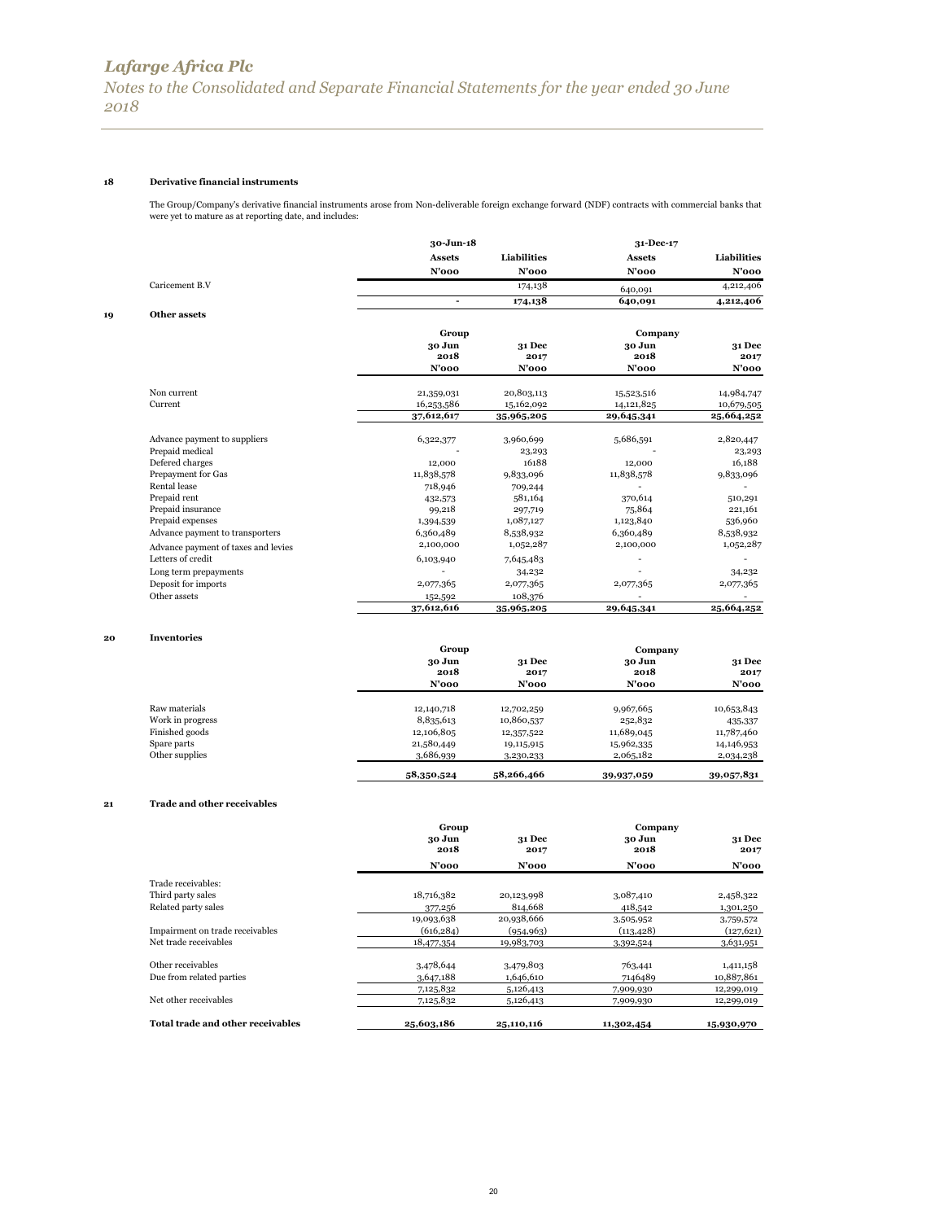## 18 Derivative financial instruments

The Group/Company's derivative financial instruments arose from Non-deliverable foreign exchange forward (NDF) contracts with commercial banks that were yet to mature as at reporting date, and includes:

| | 30-Jun-18 | | 31-Dec-17 | |
|---|---|---|---|---|
| | Assets | Liabilities | Assets | Liabilities |
| | N'000 | N'000 | N'000 | N'000 |
| Caricement B.V | | 174,138 | 640,091 | 4,212,406 |
| | - | **174,138** | **640,091** | **4,212,406** |

## 19 Other assets

| | Group | | Company | |
|---|---|---|---|---|
| | 30 Jun 2018 | 31 Dec 2017 | 30 Jun 2018 | 31 Dec 2017 |
| | N'000 | N'000 | N'000 | N'000 |
| Non current | 21,359,031 | 20,803,113 | 15,523,516 | 14,984,747 |
| Current | 16,253,586 | 15,162,092 | 14,121,825 | 10,679,505 |
| | **37,612,617** | **35,965,205** | **29,645,341** | **25,664,252** |
| Advance payment to suppliers | 6,322,377 | 3,960,699 | 5,686,591 | 2,820,447 |
| Prepaid medical | - | 23,293 | - | 23,293 |
| Defered charges | 12,000 | 16188 | 12,000 | 16,188 |
| Prepayment for Gas | 11,838,578 | 9,833,096 | 11,838,578 | 9,833,096 |
| Rental lease | 718,946 | 709,244 | - | - |
| Prepaid rent | 432,573 | 581,164 | 370,614 | 510,291 |
| Prepaid insurance | 99,218 | 297,719 | 75,864 | 221,161 |
| Prepaid expenses | 1,394,539 | 1,087,127 | 1,123,840 | 536,960 |
| Advance payment to transporters | 6,360,489 | 8,538,932 | 6,360,489 | 8,538,932 |
| Advance payment of taxes and levies | 2,100,000 | 1,052,287 | 2,100,000 | 1,052,287 |
| Letters of credit | 6,103,940 | 7,645,483 | - | - |
| Long term prepayments | - | 34,232 | - | 34,232 |
| Deposit for imports | 2,077,365 | 2,077,365 | 2,077,365 | 2,077,365 |
| Other assets | 152,592 | 108,376 | - | - |
| | **37,612,616** | **35,965,205** | **29,645,341** | **25,664,252** |

## 20 Inventories

| | Group | | Company | |
|---|---|---|---|---|
| | 30 Jun 2018 | 31 Dec 2017 | 30 Jun 2018 | 31 Dec 2017 |
| | N'000 | N'000 | N'000 | N'000 |
| Raw materials | 12,140,718 | 12,702,259 | 9,967,665 | 10,653,843 |
| Work in progress | 8,835,613 | 10,860,537 | 252,832 | 435,337 |
| Finished goods | 12,106,805 | 12,357,522 | 11,689,045 | 11,787,460 |
| Spare parts | 21,580,449 | 19,115,915 | 15,962,335 | 14,146,953 |
| Other supplies | 3,686,939 | 3,230,233 | 2,065,182 | 2,034,238 |
| | **58,350,524** | **58,266,466** | **39,937,059** | **39,057,831** |

## 21 Trade and other receivables

| | Group | | Company | |
|---|---|---|---|---|
| | 30 Jun 2018 | 31 Dec 2017 | 30 Jun 2018 | 31 Dec 2017 |
| | N'000 | N'000 | N'000 | N'000 |
| Trade receivables: | | | | |
| Third party sales | 18,716,382 | 20,123,998 | 3,087,410 | 2,458,322 |
| Related party sales | 377,256 | 814,668 | 418,542 | 1,301,250 |
| | 19,093,638 | 20,938,666 | 3,505,952 | 3,759,572 |
| Impairment on trade receivables | (616,284) | (954,963) | (113,428) | (127,621) |
| Net trade receivables | 18,477,354 | 19,983,703 | 3,392,524 | 3,631,951 |
| Other receivables | 3,478,644 | 3,479,803 | 763,441 | 1,411,158 |
| Due from related parties | 3,647,188 | 1,646,610 | 7146489 | 10,887,861 |
| | 7,125,832 | 5,126,413 | 7,909,930 | 12,299,019 |
| Net other receivables | 7,125,832 | 5,126,413 | 7,909,930 | 12,299,019 |
| **Total trade and other receivables** | **25,603,186** | **25,110,116** | **11,302,454** | **15,930,970** |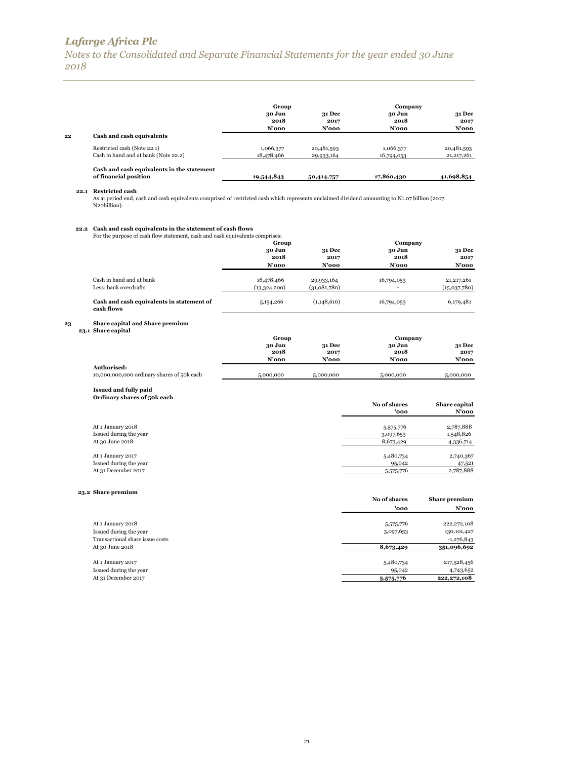| | | Group | | Company | |
|---|---|---|---|---|---|
| | | 30 Jun 2018 | 31 Dec 2017 | 30 Jun 2018 | 31 Dec 2017 |
| | | N'000 | N'000 | N'000 | N'000 |
| **22** | **Cash and cash equivalents** | | | | |
| | Restricted cash (Note 22.1) | 1,066,377 | 20,481,593 | 1,066,377 | 20,481,593 |
| | Cash in hand and at bank (Note 22.2) | 18,478,466 | 29,933,164 | 16,794,053 | 21,217,261 |
| | **Cash and cash equivalents in the statement of financial position** | **19,544,843** | **50,414,757** | **17,860,430** | **41,698,854** |

**22.1 Restricted cash**

As at period end, cash and cash equivalents comprised of restricted cash which represents unclaimed dividend amounting to N1.07 billion (2017: N20billion).

**22.2 Cash and cash equivalents in the statement of cash flows**

For the purpose of cash flow statement, cash and cash equivalents comprises:

| | Group | | Company | |
|---|---|---|---|---|
| | 30 Jun 2018 | 31 Dec 2017 | 30 Jun 2018 | 31 Dec 2017 |
| | N'000 | N'000 | N'000 | N'000 |
| Cash in hand and at bank | 18,478,466 | 29,933,164 | 16,794,053 | 21,217,261 |
| Less: bank overdrafts | (13,324,200) | (31,081,780) | - | (15,037,780) |
| **Cash and cash equivalents in statement of cash flows** | 5,154,266 | (1,148,616) | 16,794,053 | 6,179,481 |

## 23 Share capital and Share premium

**23.1 Share capital**

| | Group | | Company | |
|---|---|---|---|---|
| | 30 Jun 2018 | 31 Dec 2017 | 30 Jun 2018 | 31 Dec 2017 |
| | N'000 | N'000 | N'000 | N'000 |
| **Authorised:** | | | | |
| 10,000,000,000 ordinary shares of 50k each | 5,000,000 | 5,000,000 | 5,000,000 | 5,000,000 |

**Issued and fully paid**
**Ordinary shares of 50k each**

| | No of shares '000 | Share capital N'000 |
|---|---|---|
| At 1 January 2018 | 5,575,776 | 2,787,888 |
| Issued during the year | 3,097,653 | 1,548,826 |
| At 30 June 2018 | 8,673,429 | 4,336,714 |
| | | |
| At 1 January 2017 | 5,480,734 | 2,740,367 |
| Issued during the year | 95,042 | 47,521 |
| At 31 December 2017 | 5,575,776 | 2,787,888 |

**23.2 Share premium**

| | No of shares '000 | Share premium N'000 |
|---|---|---|
| At 1 January 2018 | 5,575,776 | 222,272,108 |
| Issued during the year | 3,097,653 | 130,101,427 |
| Transactional share issue costs | | -1,276,843 |
| At 30 June 2018 | **8,673,429** | **351,096,692** |
| | | |
| At 1 January 2017 | 5,480,734 | 217,528,456 |
| Issued during the year | 95,042 | 4,743,652 |
| At 31 December 2017 | **5,575,776** | **222,272,108** |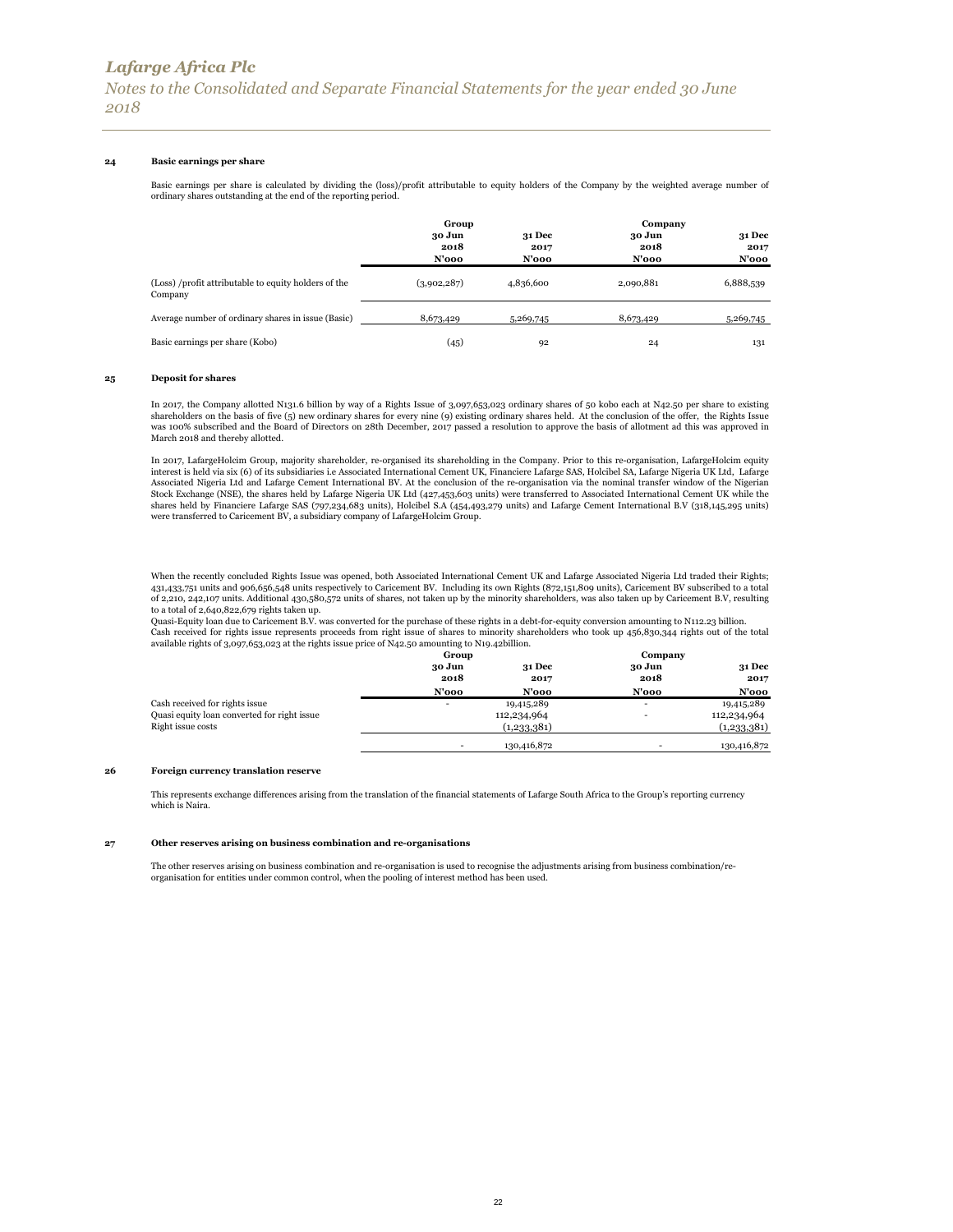# Lafarge Africa Plc

*Notes to the Consolidated and Separate Financial Statements for the year ended 30 June 2018*

## 24 Basic earnings per share

Basic earnings per share is calculated by dividing the (loss)/profit attributable to equity holders of the Company by the weighted average number of ordinary shares outstanding at the end of the reporting period.

| | Group | | Company | |
|---|---|---|---|---|
| | 30 Jun 2018 | 31 Dec 2017 | 30 Jun 2018 | 31 Dec 2017 |
| | N'000 | N'000 | N'000 | N'000 |
| (Loss) /profit attributable to equity holders of the Company | (3,902,287) | 4,836,600 | 2,090,881 | 6,888,539 |
| Average number of ordinary shares in issue (Basic) | 8,673,429 | 5,269,745 | 8,673,429 | 5,269,745 |
| Basic earnings per share (Kobo) | (45) | 92 | 24 | 131 |

## 25 Deposit for shares

In 2017, the Company allotted N131.6 billion by way of a Rights Issue of 3,097,653,023 ordinary shares of 50 kobo each at N42.50 per share to existing shareholders on the basis of five (5) new ordinary shares for every nine (9) existing ordinary shares held. At the conclusion of the offer, the Rights Issue was 100% subscribed and the Board of Directors on 28th December, 2017 passed a resolution to approve the basis of allotment ad this was approved in March 2018 and thereby allotted.

In 2017, LafargeHolcim Group, majority shareholder, re-organised its shareholding in the Company. Prior to this re-organisation, LafargeHolcim equity interest is held via six (6) of its subsidiaries i.e Associated International Cement UK, Financiere Lafarge SAS, Holcibel SA, Lafarge Nigeria UK Ltd, Lafarge Associated Nigeria Ltd and Lafarge Cement International BV. At the conclusion of the re-organisation via the nominal transfer window of the Nigerian Stock Exchange (NSE), the shares held by Lafarge Nigeria UK Ltd (427,453,603 units) were transferred to Associated International Cement UK while the shares held by Financiere Lafarge SAS (797,234,683 units), Holcibel S.A (454,493,279 units) and Lafarge Cement International B.V (318,145,295 units) were transferred to Caricement BV, a subsidiary company of LafargeHolcim Group.

When the recently concluded Rights Issue was opened, both Associated International Cement UK and Lafarge Associated Nigeria Ltd traded their Rights; 431,433,751 units and 906,656,548 units respectively to Caricement BV. Including its own Rights (872,151,809 units), Caricement BV subscribed to a total of 2,210, 242,107 units. Additional 430,580,572 units of shares, not taken up by the minority shareholders, was also taken up by Caricement B.V, resulting to a total of 2,640,822,679 rights taken up.

Quasi-Equity loan due to Caricement B.V. was converted for the purchase of these rights in a debt-for-equity conversion amounting to N112.23 billion.

Cash received for rights issue represents proceeds from right issue of shares to minority shareholders who took up 456,830,344 rights out of the total available rights of 3,097,653,023 at the rights issue price of N42.50 amounting to N19.42billion.

| | Group | | Company | |
|---|---|---|---|---|
| | 30 Jun 2018 | 31 Dec 2017 | 30 Jun 2018 | 31 Dec 2017 |
| | N'000 | N'000 | N'000 | N'000 |
| Cash received for rights issue | - | 19,415,289 | - | 19,415,289 |
| Quasi equity loan converted for right issue | | 112,234,964 | - | 112,234,964 |
| Right issue costs | | (1,233,381) | | (1,233,381) |
| | - | 130,416,872 | - | 130,416,872 |

## 26 Foreign currency translation reserve

This represents exchange differences arising from the translation of the financial statements of Lafarge South Africa to the Group's reporting currency which is Naira.

## 27 Other reserves arising on business combination and re-organisations

The other reserves arising on business combination and re-organisation is used to recognise the adjustments arising from business combination/re-organisation for entities under common control, when the pooling of interest method has been used.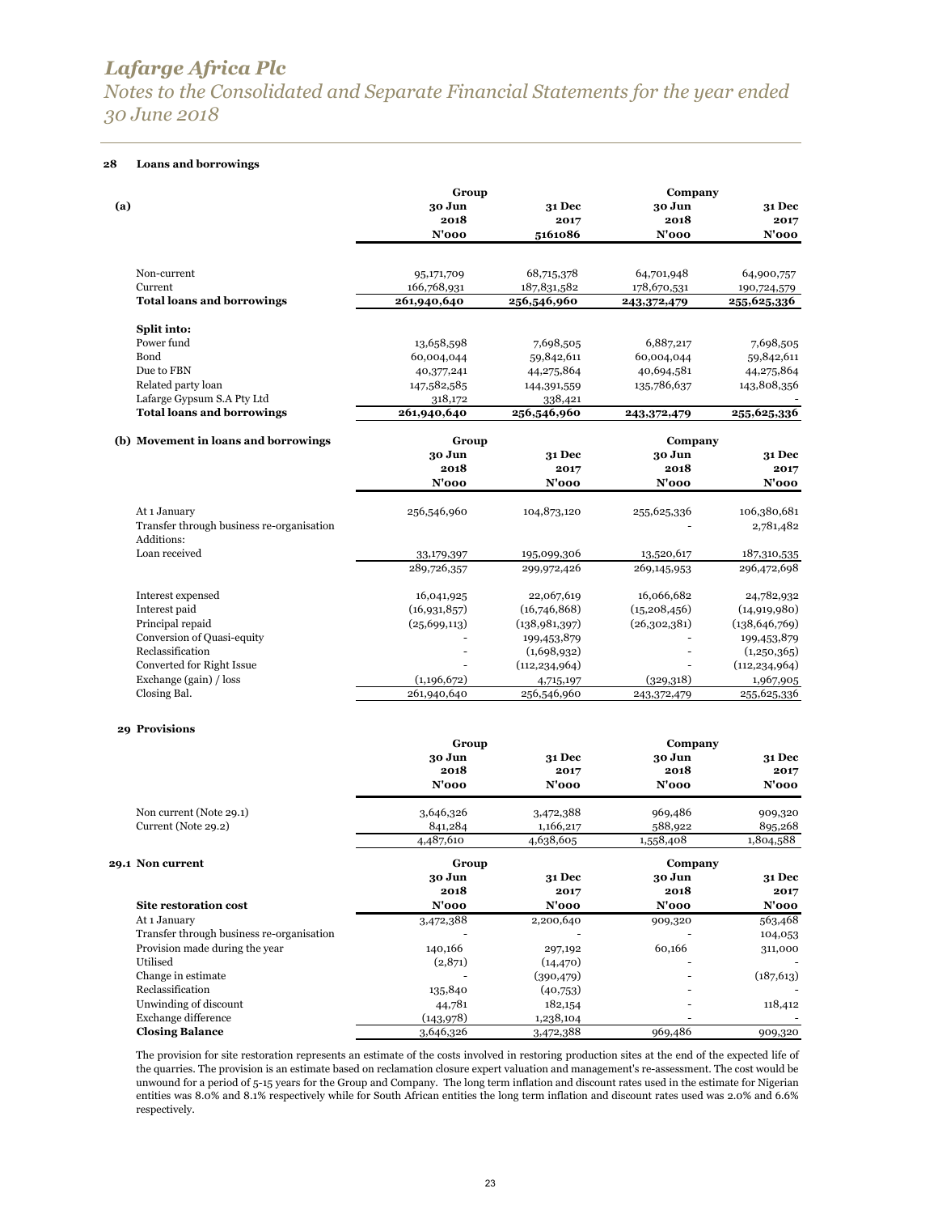## 28 Loans and borrowings

**(a)**

| | Group | | Company | |
|---|---|---|---|---|
| | **30 Jun 2018** | **31 Dec 2017** | **30 Jun 2018** | **31 Dec 2017** |
| | **N'000** | **5161086** | **N'000** | **N'000** |
| Non-current | 95,171,709 | 68,715,378 | 64,701,948 | 64,900,757 |
| Current | 166,768,931 | 187,831,582 | 178,670,531 | 190,724,579 |
| **Total loans and borrowings** | **261,940,640** | **256,546,960** | **243,372,479** | **255,625,336** |
| **Split into:** | | | | |
| Power fund | 13,658,598 | 7,698,505 | 6,887,217 | 7,698,505 |
| Bond | 60,004,044 | 59,842,611 | 60,004,044 | 59,842,611 |
| Due to FBN | 40,377,241 | 44,275,864 | 40,694,581 | 44,275,864 |
| Related party loan | 147,582,585 | 144,391,559 | 135,786,637 | 143,808,356 |
| Lafarge Gypsum S.A Pty Ltd | 318,172 | 338,421 | | - |
| **Total loans and borrowings** | **261,940,640** | **256,546,960** | **243,372,479** | **255,625,336** |

**(b) Movement in loans and borrowings**

| | Group | | Company | |
|---|---|---|---|---|
| | **30 Jun 2018** | **31 Dec 2017** | **30 Jun 2018** | **31 Dec 2017** |
| | **N'000** | **N'000** | **N'000** | **N'000** |
| At 1 January | 256,546,960 | 104,873,120 | 255,625,336 | 106,380,681 |
| Transfer through business re-organisation | | | - | 2,781,482 |
| Additions: | | | | |
| Loan received | 33,179,397 | 195,099,306 | 13,520,617 | 187,310,535 |
| | 289,726,357 | 299,972,426 | 269,145,953 | 296,472,698 |
| Interest expensed | 16,041,925 | 22,067,619 | 16,066,682 | 24,782,932 |
| Interest paid | (16,931,857) | (16,746,868) | (15,208,456) | (14,919,980) |
| Principal repaid | (25,699,113) | (138,981,397) | (26,302,381) | (138,646,769) |
| Conversion of Quasi-equity | - | 199,453,879 | - | 199,453,879 |
| Reclassification | - | (1,698,932) | - | (1,250,365) |
| Converted for Right Issue | - | (112,234,964) | - | (112,234,964) |
| Exchange (gain) / loss | (1,196,672) | 4,715,197 | (329,318) | 1,967,905 |
| Closing Bal. | 261,940,640 | 256,546,960 | 243,372,479 | 255,625,336 |

## 29 Provisions

| | Group | | Company | |
|---|---|---|---|---|
| | **30 Jun 2018** | **31 Dec 2017** | **30 Jun 2018** | **31 Dec 2017** |
| | **N'000** | **N'000** | **N'000** | **N'000** |
| Non current (Note 29.1) | 3,646,326 | 3,472,388 | 969,486 | 909,320 |
| Current (Note 29.2) | 841,284 | 1,166,217 | 588,922 | 895,268 |
| | 4,487,610 | 4,638,605 | 1,558,408 | 1,804,588 |

### 29.1 Non current

| | Group | | Company | |
|---|---|---|---|---|
| | **30 Jun 2018** | **31 Dec 2017** | **30 Jun 2018** | **31 Dec 2017** |
| **Site restoration cost** | **N'000** | **N'000** | **N'000** | **N'000** |
| At 1 January | 3,472,388 | 2,200,640 | 909,320 | 563,468 |
| Transfer through business re-organisation | - | - | - | 104,053 |
| Provision made during the year | 140,166 | 297,192 | 60,166 | 311,000 |
| Utilised | (2,871) | (14,470) | - | - |
| Change in estimate | - | (390,479) | - | (187,613) |
| Reclassification | 135,840 | (40,753) | - | - |
| Unwinding of discount | 44,781 | 182,154 | - | 118,412 |
| Exchange difference | (143,978) | 1,238,104 | - | - |
| **Closing Balance** | 3,646,326 | 3,472,388 | 969,486 | 909,320 |

The provision for site restoration represents an estimate of the costs involved in restoring production sites at the end of the expected life of the quarries. The provision is an estimate based on reclamation closure expert valuation and management's re-assessment. The cost would be unwound for a period of 5-15 years for the Group and Company. The long term inflation and discount rates used in the estimate for Nigerian entities was 8.0% and 8.1% respectively while for South African entities the long term inflation and discount rates used was 2.0% and 6.6% respectively.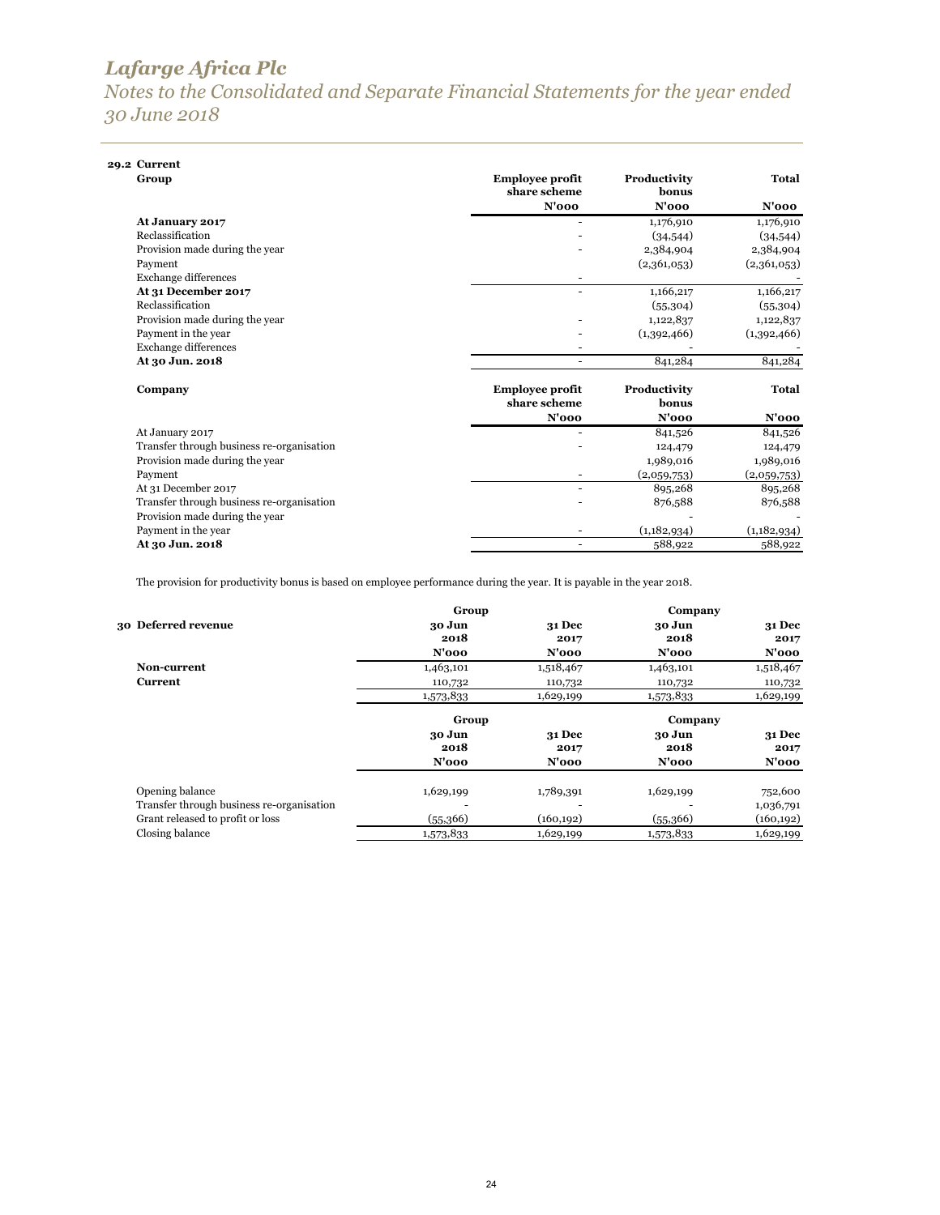### 29.2 Current

**Group**

| | Employee profit share scheme N'000 | Productivity bonus N'000 | Total N'000 |
|---|---|---|---|
| **At January 2017** | - | 1,176,910 | 1,176,910 |
| Reclassification | - | (34,544) | (34,544) |
| Provision made during the year | - | 2,384,904 | 2,384,904 |
| Payment | | (2,361,053) | (2,361,053) |
| Exchange differences | - | | - |
| **At 31 December 2017** | - | 1,166,217 | 1,166,217 |
| Reclassification | | (55,304) | (55,304) |
| Provision made during the year | - | 1,122,837 | 1,122,837 |
| Payment in the year | - | (1,392,466) | (1,392,466) |
| Exchange differences | - | - | - |
| **At 30 Jun. 2018** | - | 841,284 | 841,284 |

**Company**

| | Employee profit share scheme N'000 | Productivity bonus N'000 | Total N'000 |
|---|---|---|---|
| At January 2017 | - | 841,526 | 841,526 |
| Transfer through business re-organisation | - | 124,479 | 124,479 |
| Provision made during the year | | 1,989,016 | 1,989,016 |
| Payment | - | (2,059,753) | (2,059,753) |
| At 31 December 2017 | - | 895,268 | 895,268 |
| Transfer through business re-organisation | - | 876,588 | 876,588 |
| Provision made during the year | | - | - |
| Payment in the year | - | (1,182,934) | (1,182,934) |
| **At 30 Jun. 2018** | - | 588,922 | 588,922 |

The provision for productivity bonus is based on employee performance during the year. It is payable in the year 2018.

### 30 Deferred revenue

| | Group | | Company | |
|---|---|---|---|---|
| | 30 Jun 2018 N'000 | 31 Dec 2017 N'000 | 30 Jun 2018 N'000 | 31 Dec 2017 N'000 |
| **Non-current** | 1,463,101 | 1,518,467 | 1,463,101 | 1,518,467 |
| **Current** | 110,732 | 110,732 | 110,732 | 110,732 |
| | 1,573,833 | 1,629,199 | 1,573,833 | 1,629,199 |

| | Group | | Company | |
|---|---|---|---|---|
| | 30 Jun 2018 N'000 | 31 Dec 2017 N'000 | 30 Jun 2018 N'000 | 31 Dec 2017 N'000 |
| Opening balance | 1,629,199 | 1,789,391 | 1,629,199 | 752,600 |
| Transfer through business re-organisation | - | - | - | 1,036,791 |
| Grant released to profit or loss | (55,366) | (160,192) | (55,366) | (160,192) |
| Closing balance | 1,573,833 | 1,629,199 | 1,573,833 | 1,629,199 |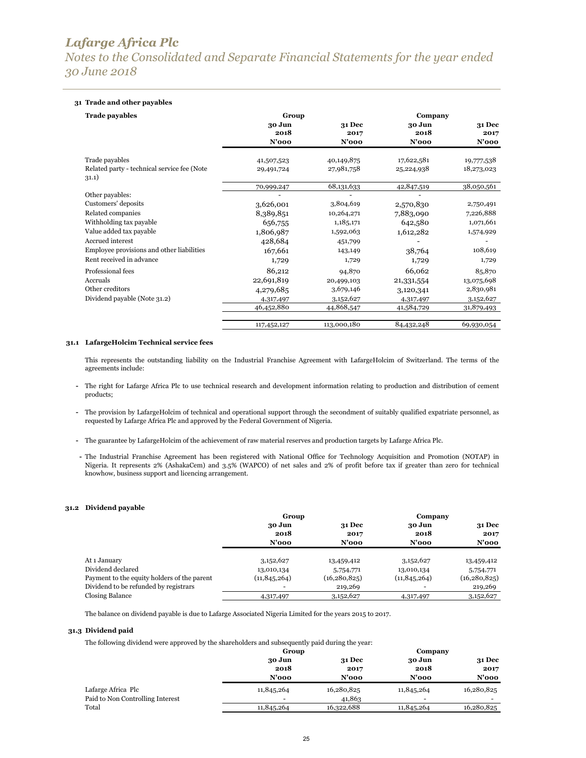### 31 Trade and other payables

| Trade payables | Group | | Company | |
|---|---|---|---|---|
| | 30 Jun 2018 N'000 | 31 Dec 2017 N'000 | 30 Jun 2018 N'000 | 31 Dec 2017 N'000 |
| Trade payables | 41,507,523 | 40,149,875 | 17,622,581 | 19,777,538 |
| Related party - technical service fee (Note 31.1) | 29,491,724 | 27,981,758 | 25,224,938 | 18,273,023 |
| | 70,999,247 | 68,131,633 | 42,847,519 | 38,050,561 |
| Other payables: | - | - | - | |
| Customers' deposits | 3,626,001 | 3,804,619 | 2,570,830 | 2,750,491 |
| Related companies | 8,389,851 | 10,264,271 | 7,883,090 | 7,226,888 |
| Withholding tax payable | 656,755 | 1,185,171 | 642,580 | 1,071,661 |
| Value added tax payable | 1,806,987 | 1,592,063 | 1,612,282 | 1,574,929 |
| Accrued interest | 428,684 | 451,799 | - | - |
| Employee provisions and other liabilities | 167,661 | 143,149 | 38,764 | 108,619 |
| Rent received in advance | 1,729 | 1,729 | 1,729 | 1,729 |
| Professional fees | 86,212 | 94,870 | 66,062 | 85,870 |
| Accruals | 22,691,819 | 20,499,103 | 21,331,554 | 13,075,698 |
| Other creditors | 4,279,685 | 3,679,146 | 3,120,341 | 2,830,981 |
| Dividend payable (Note 31.2) | 4,317,497 | 3,152,627 | 4,317,497 | 3,152,627 |
| | 46,452,880 | 44,868,547 | 41,584,729 | 31,879,493 |
| | 117,452,127 | 113,000,180 | 84,432,248 | 69,930,054 |

### 31.1 LafargeHolcim Technical service fees

This represents the outstanding liability on the Industrial Franchise Agreement with LafargeHolcim of Switzerland. The terms of the agreements include:

- The right for Lafarge Africa Plc to use technical research and development information relating to production and distribution of cement products;
- The provision by LafargeHolcim of technical and operational support through the secondment of suitably qualified expatriate personnel, as requested by Lafarge Africa Plc and approved by the Federal Government of Nigeria.
- The guarantee by LafargeHolcim of the achievement of raw material reserves and production targets by Lafarge Africa Plc.
- The Industrial Franchise Agreement has been registered with National Office for Technology Acquisition and Promotion (NOTAP) in Nigeria. It represents 2% (AshakaCem) and 3.5% (WAPCO) of net sales and 2% of profit before tax if greater than zero for technical knowhow, business support and licencing arrangement.

### 31.2 Dividend payable

| | Group | | Company | |
|---|---|---|---|---|
| | 30 Jun 2018 N'000 | 31 Dec 2017 N'000 | 30 Jun 2018 N'000 | 31 Dec 2017 N'000 |
| At 1 January | 3,152,627 | 13,459,412 | 3,152,627 | 13,459,412 |
| Dividend declared | 13,010,134 | 5,754,771 | 13,010,134 | 5,754,771 |
| Payment to the equity holders of the parent | (11,845,264) | (16,280,825) | (11,845,264) | (16,280,825) |
| Dividend to be refunded by registrars | - | 219,269 | - | 219,269 |
| Closing Balance | 4,317,497 | 3,152,627 | 4,317,497 | 3,152,627 |

The balance on dividend payable is due to Lafarge Associated Nigeria Limited for the years 2015 to 2017.

### 31.3 Dividend paid

The following dividend were approved by the shareholders and subsequently paid during the year:

| | Group | | Company | |
|---|---|---|---|---|
| | 30 Jun 2018 N'000 | 31 Dec 2017 N'000 | 30 Jun 2018 N'000 | 31 Dec 2017 N'000 |
| Lafarge Africa Plc | 11,845,264 | 16,280,825 | 11,845,264 | 16,280,825 |
| Paid to Non Controlling Interest | - | 41,863 | - | - |
| Total | 11,845,264 | 16,322,688 | 11,845,264 | 16,280,825 |